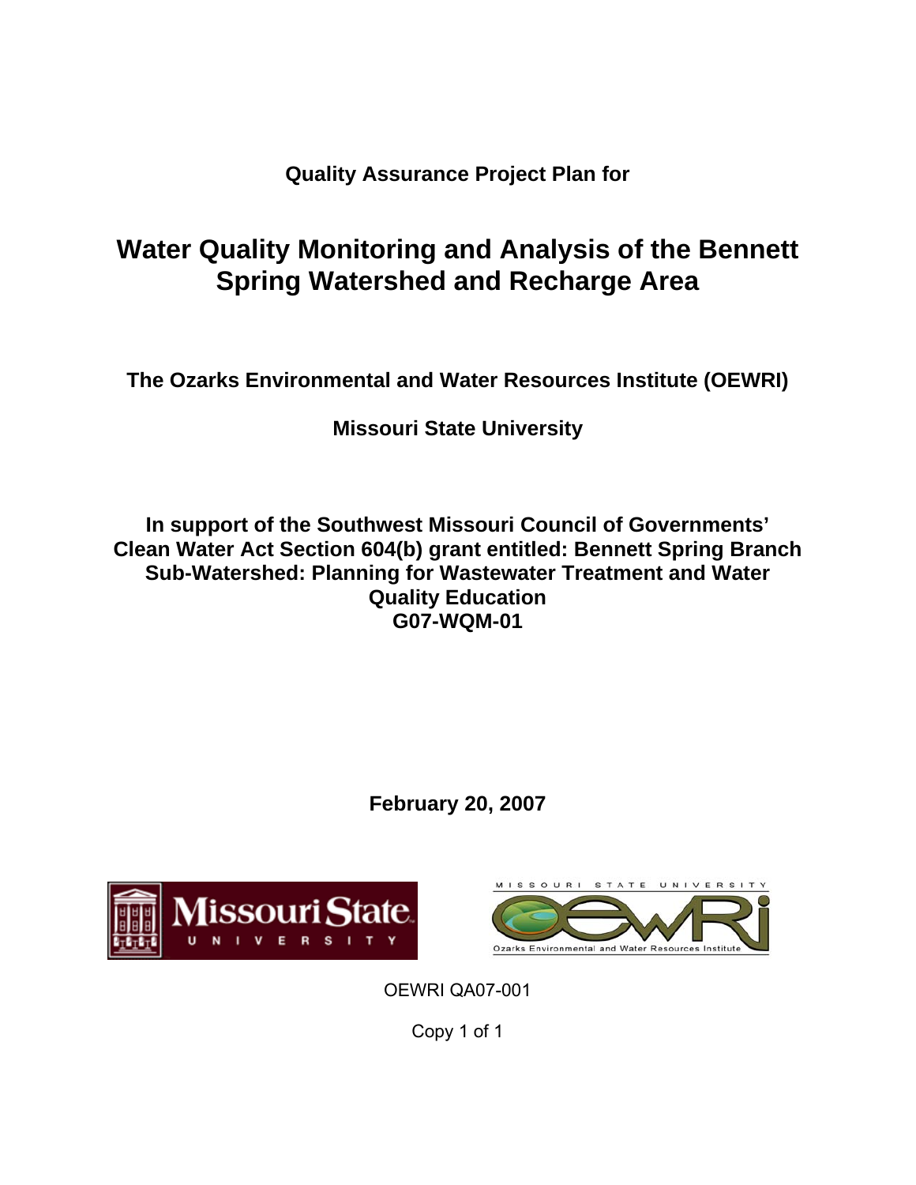**Quality Assurance Project Plan for**

# Water Quality Monitoring and Analysis of the Bennett Spring Watershed and Recharge Area

**The Ozarks Environmental and Water Resources Institute (OEWRI)**

**Missouri State University**

**In support of the Southwest Missouri Council of Governments' Clean Water Act Section 604(b) grant entitled: Bennett Spring Branch Sub-Watershed: Planning for Wastewater Treatment and Water Quality Education**
**G07-WQM-01**

**February 20, 2007**

Missouri State University

MISSOURI STATE UNIVERSITY
OEWRI
Ozarks Environmental and Water Resources Institute

OEWRI QA07-001

Copy 1 of 1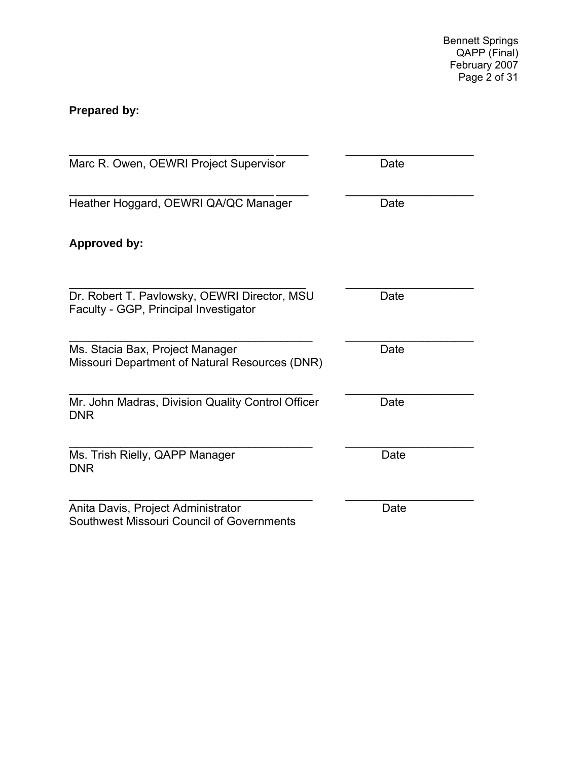**Prepared by:**

\_\_\_\_\_\_\_\_\_\_\_\_\_\_\_\_\_\_\_\_\_\_\_\_\_\_\_\_\_\_\_\_\_\_\_\_\_\_ \_\_\_\_\_\_\_\_\_\_\_\_\_\_\_\_\_\_\_\_
Marc R. Owen, OEWRI Project Supervisor Date

\_\_\_\_\_\_\_\_\_\_\_\_\_\_\_\_\_\_\_\_\_\_\_\_\_\_\_\_\_\_\_\_\_\_\_\_\_\_ \_\_\_\_\_\_\_\_\_\_\_\_\_\_\_\_\_\_\_\_
Heather Hoggard, OEWRI QA/QC Manager Date

**Approved by:**

\_\_\_\_\_\_\_\_\_\_\_\_\_\_\_\_\_\_\_\_\_\_\_\_\_\_\_\_\_\_\_\_\_\_\_\_\_\_ \_\_\_\_\_\_\_\_\_\_\_\_\_\_\_\_\_\_\_\_
Dr. Robert T. Pavlowsky, OEWRI Director, MSU Faculty - GGP, Principal Investigator Date

\_\_\_\_\_\_\_\_\_\_\_\_\_\_\_\_\_\_\_\_\_\_\_\_\_\_\_\_\_\_\_\_\_\_\_\_\_\_ \_\_\_\_\_\_\_\_\_\_\_\_\_\_\_\_\_\_\_\_
Ms. Stacia Bax, Project Manager Date
Missouri Department of Natural Resources (DNR)

\_\_\_\_\_\_\_\_\_\_\_\_\_\_\_\_\_\_\_\_\_\_\_\_\_\_\_\_\_\_\_\_\_\_\_\_\_\_ \_\_\_\_\_\_\_\_\_\_\_\_\_\_\_\_\_\_\_\_
Mr. John Madras, Division Quality Control Officer Date
DNR

\_\_\_\_\_\_\_\_\_\_\_\_\_\_\_\_\_\_\_\_\_\_\_\_\_\_\_\_\_\_\_\_\_\_\_\_\_\_ \_\_\_\_\_\_\_\_\_\_\_\_\_\_\_\_\_\_\_\_
Ms. Trish Rielly, QAPP Manager Date
DNR

\_\_\_\_\_\_\_\_\_\_\_\_\_\_\_\_\_\_\_\_\_\_\_\_\_\_\_\_\_\_\_\_\_\_\_\_\_\_ \_\_\_\_\_\_\_\_\_\_\_\_\_\_\_\_\_\_\_\_
Anita Davis, Project Administrator Date
Southwest Missouri Council of Governments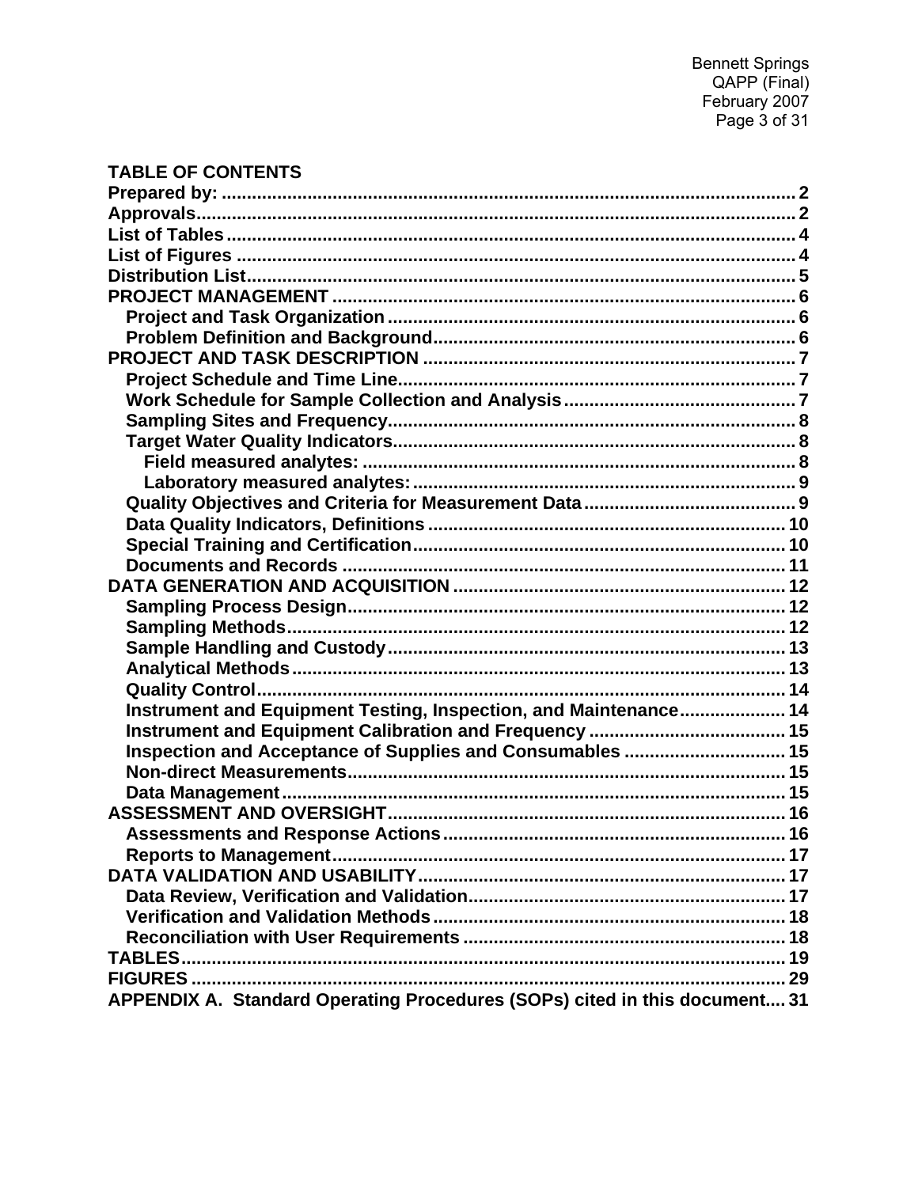**TABLE OF CONTENTS**

**Prepared by:** ........................................................................................................ 2
**Approvals** ........................................................................................................ 2
**List of Tables** ........................................................................................................ 4
**List of Figures** ........................................................................................................ 4
**Distribution List** ........................................................................................................ 5
**PROJECT MANAGEMENT** ........................................................................................................ 6
- **Project and Task Organization** ........................................................................................................ 6
- **Problem Definition and Background** ........................................................................................................ 6

**PROJECT AND TASK DESCRIPTION** ........................................................................................................ 7
- **Project Schedule and Time Line** ........................................................................................................ 7
- **Work Schedule for Sample Collection and Analysis** ........................................................................................................ 7
- **Sampling Sites and Frequency** ........................................................................................................ 8
- **Target Water Quality Indicators** ........................................................................................................ 8
  - **Field measured analytes:** ........................................................................................................ 8
  - **Laboratory measured analytes:** ........................................................................................................ 9
- **Quality Objectives and Criteria for Measurement Data** ........................................................................................................ 9
- **Data Quality Indicators, Definitions** ........................................................................................................ 10
- **Special Training and Certification** ........................................................................................................ 10
- **Documents and Records** ........................................................................................................ 11

**DATA GENERATION AND ACQUISITION** ........................................................................................................ 12
- **Sampling Process Design** ........................................................................................................ 12
- **Sampling Methods** ........................................................................................................ 12
- **Sample Handling and Custody** ........................................................................................................ 13
- **Analytical Methods** ........................................................................................................ 13
- **Quality Control** ........................................................................................................ 14
- **Instrument and Equipment Testing, Inspection, and Maintenance** ........................................................................................................ 14
- **Instrument and Equipment Calibration and Frequency** ........................................................................................................ 15
- **Inspection and Acceptance of Supplies and Consumables** ........................................................................................................ 15
- **Non-direct Measurements** ........................................................................................................ 15
- **Data Management** ........................................................................................................ 15

**ASSESSMENT AND OVERSIGHT** ........................................................................................................ 16
- **Assessments and Response Actions** ........................................................................................................ 16
- **Reports to Management** ........................................................................................................ 17

**DATA VALIDATION AND USABILITY** ........................................................................................................ 17
- **Data Review, Verification and Validation** ........................................................................................................ 17
- **Verification and Validation Methods** ........................................................................................................ 18
- **Reconciliation with User Requirements** ........................................................................................................ 18

**TABLES** ........................................................................................................ 19
**FIGURES** ........................................................................................................ 29
**APPENDIX A. Standard Operating Procedures (SOPs) cited in this document** .... 31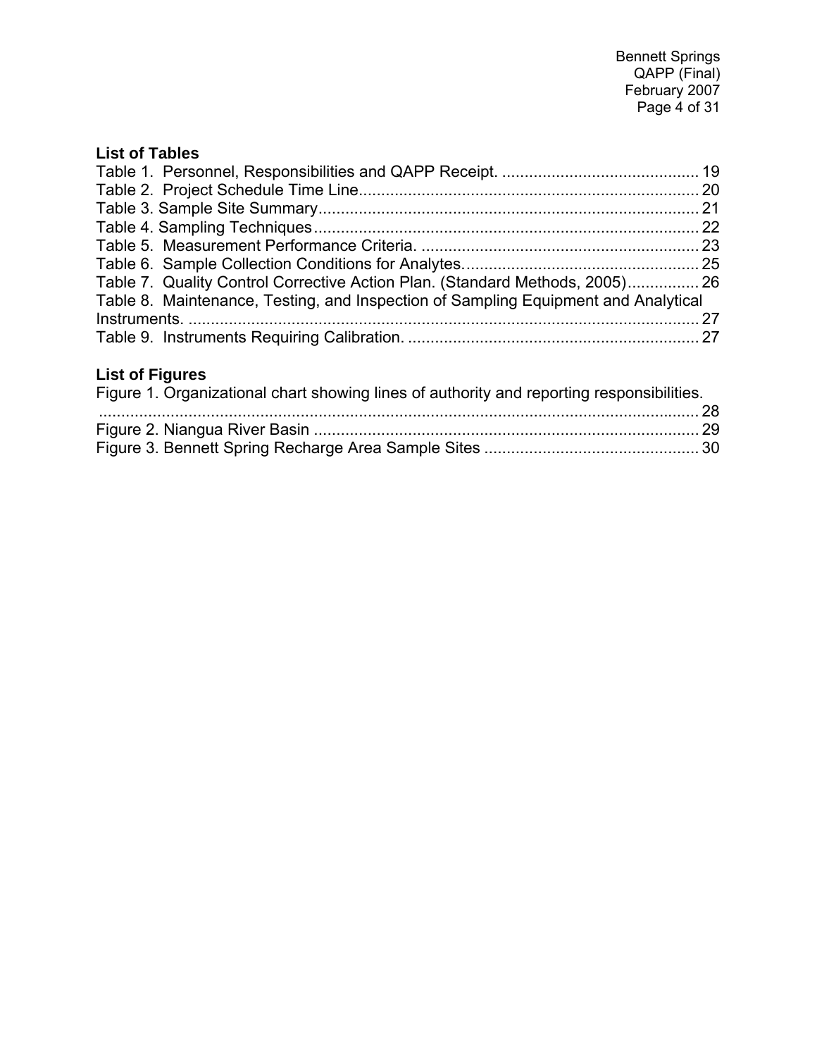## List of Tables

Table 1. Personnel, Responsibilities and QAPP Receipt. ............................................ 19
Table 2. Project Schedule Time Line........................................................................... 20
Table 3. Sample Site Summary.................................................................................... 21
Table 4. Sampling Techniques..................................................................................... 22
Table 5. Measurement Performance Criteria. ............................................................. 23
Table 6. Sample Collection Conditions for Analytes.................................................... 25
Table 7. Quality Control Corrective Action Plan. (Standard Methods, 2005)................ 26
Table 8. Maintenance, Testing, and Inspection of Sampling Equipment and Analytical Instruments. ................................................................................................................. 27
Table 9. Instruments Requiring Calibration. ................................................................. 27

## List of Figures

Figure 1. Organizational chart showing lines of authority and reporting responsibilities. ........................................................................................................................... 28
Figure 2. Niangua River Basin ...................................................................................... 29
Figure 3. Bennett Spring Recharge Area Sample Sites ................................................ 30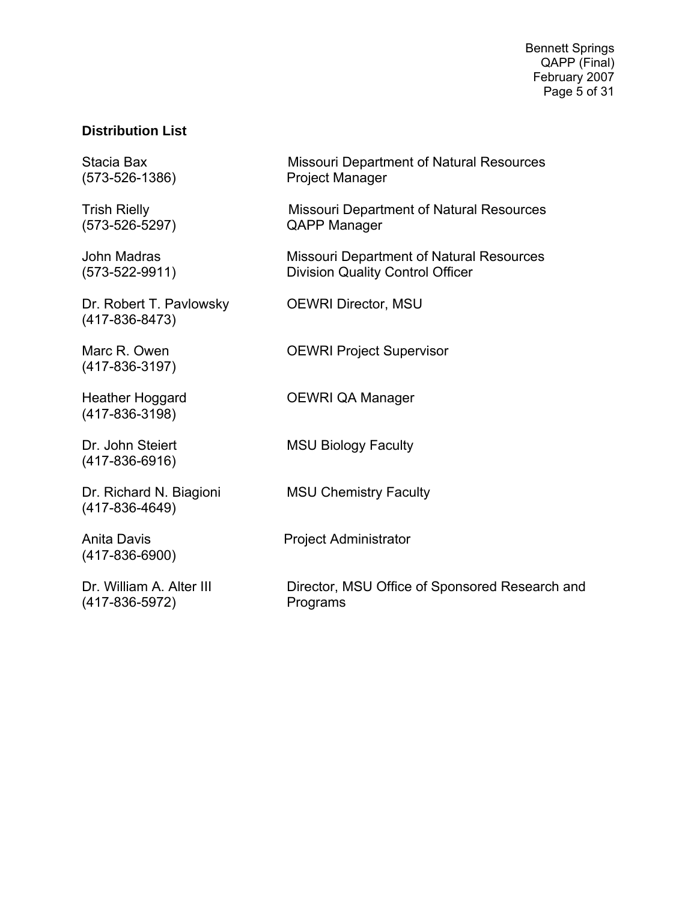## Distribution List

| Name | Affiliation/Role |
|---|---|
| Stacia Bax (573-526-1386) | Missouri Department of Natural Resources Project Manager |
| Trish Rielly (573-526-5297) | Missouri Department of Natural Resources QAPP Manager |
| John Madras (573-522-9911) | Missouri Department of Natural Resources Division Quality Control Officer |
| Dr. Robert T. Pavlowsky (417-836-8473) | OEWRI Director, MSU |
| Marc R. Owen (417-836-3197) | OEWRI Project Supervisor |
| Heather Hoggard (417-836-3198) | OEWRI QA Manager |
| Dr. John Steiert (417-836-6916) | MSU Biology Faculty |
| Dr. Richard N. Biagioni (417-836-4649) | MSU Chemistry Faculty |
| Anita Davis (417-836-6900) | Project Administrator |
| Dr. William A. Alter III (417-836-5972) | Director, MSU Office of Sponsored Research and Programs |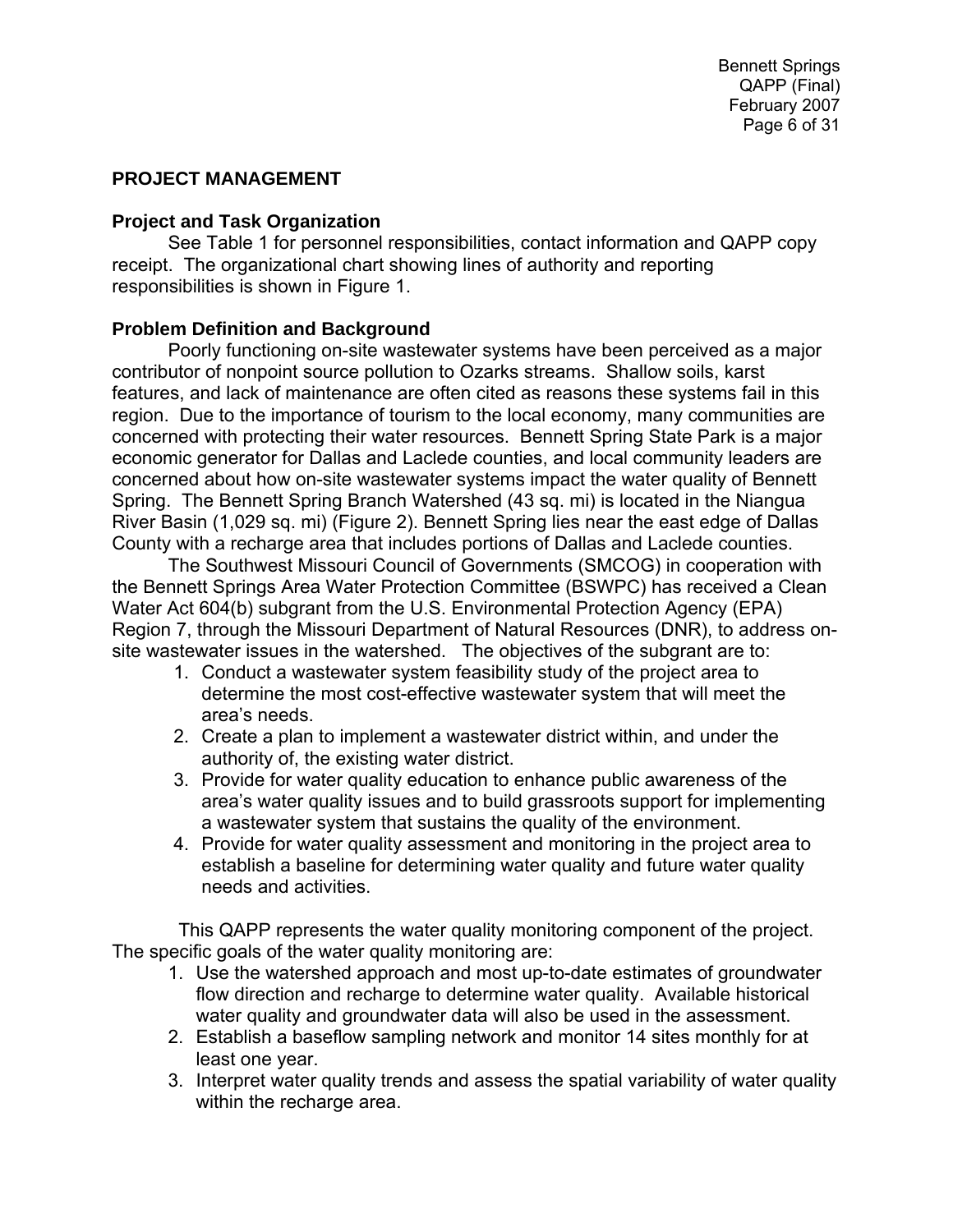## PROJECT MANAGEMENT

### Project and Task Organization

See Table 1 for personnel responsibilities, contact information and QAPP copy receipt. The organizational chart showing lines of authority and reporting responsibilities is shown in Figure 1.

### Problem Definition and Background

Poorly functioning on-site wastewater systems have been perceived as a major contributor of nonpoint source pollution to Ozarks streams. Shallow soils, karst features, and lack of maintenance are often cited as reasons these systems fail in this region. Due to the importance of tourism to the local economy, many communities are concerned with protecting their water resources. Bennett Spring State Park is a major economic generator for Dallas and Laclede counties, and local community leaders are concerned about how on-site wastewater systems impact the water quality of Bennett Spring. The Bennett Spring Branch Watershed (43 sq. mi) is located in the Niangua River Basin (1,029 sq. mi) (Figure 2). Bennett Spring lies near the east edge of Dallas County with a recharge area that includes portions of Dallas and Laclede counties.

The Southwest Missouri Council of Governments (SMCOG) in cooperation with the Bennett Springs Area Water Protection Committee (BSWPC) has received a Clean Water Act 604(b) subgrant from the U.S. Environmental Protection Agency (EPA) Region 7, through the Missouri Department of Natural Resources (DNR), to address on-site wastewater issues in the watershed. The objectives of the subgrant are to:

1. Conduct a wastewater system feasibility study of the project area to determine the most cost-effective wastewater system that will meet the area's needs.
2. Create a plan to implement a wastewater district within, and under the authority of, the existing water district.
3. Provide for water quality education to enhance public awareness of the area's water quality issues and to build grassroots support for implementing a wastewater system that sustains the quality of the environment.
4. Provide for water quality assessment and monitoring in the project area to establish a baseline for determining water quality and future water quality needs and activities.

This QAPP represents the water quality monitoring component of the project. The specific goals of the water quality monitoring are:

1. Use the watershed approach and most up-to-date estimates of groundwater flow direction and recharge to determine water quality. Available historical water quality and groundwater data will also be used in the assessment.
2. Establish a baseflow sampling network and monitor 14 sites monthly for at least one year.
3. Interpret water quality trends and assess the spatial variability of water quality within the recharge area.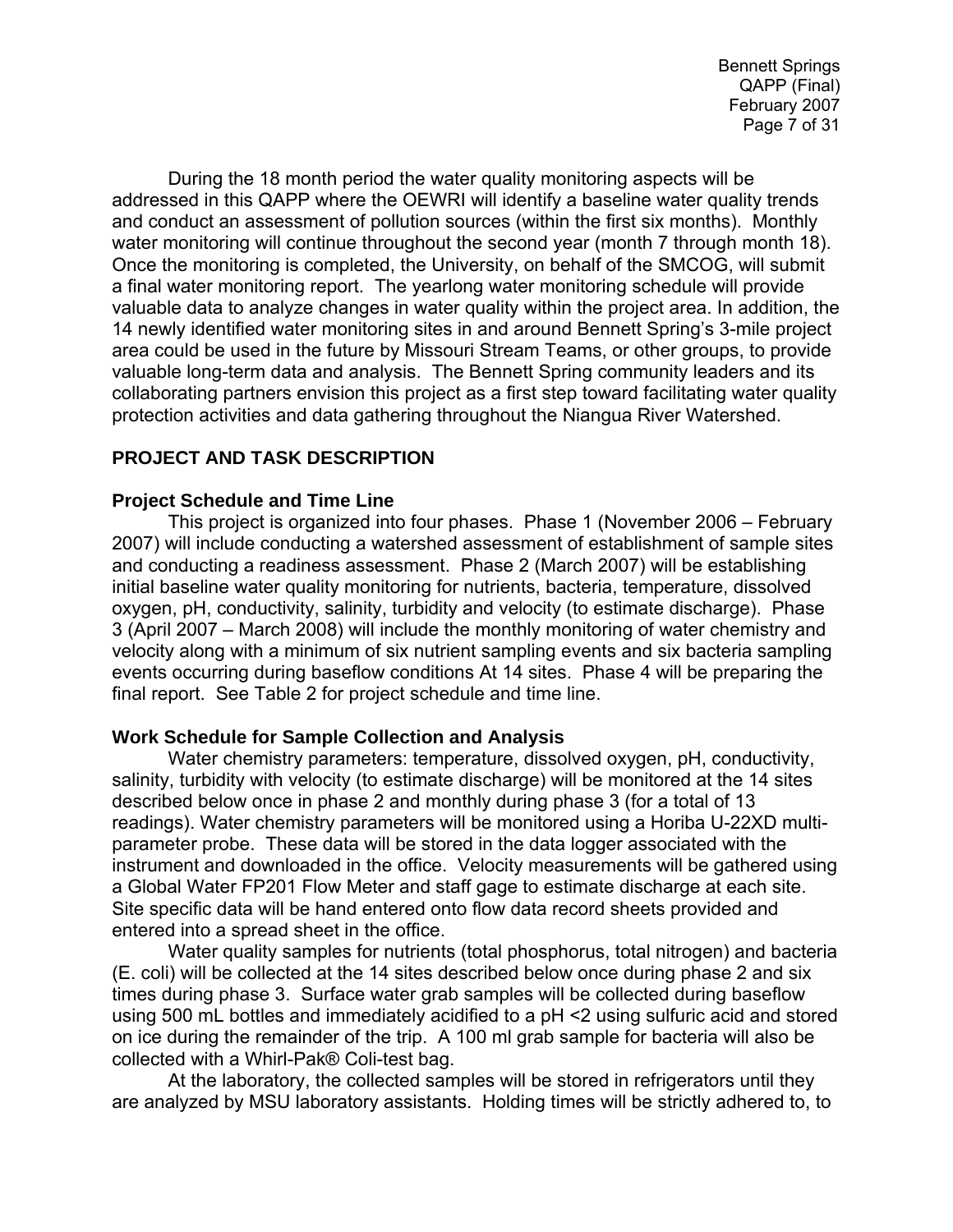During the 18 month period the water quality monitoring aspects will be addressed in this QAPP where the OEWRI will identify a baseline water quality trends and conduct an assessment of pollution sources (within the first six months). Monthly water monitoring will continue throughout the second year (month 7 through month 18). Once the monitoring is completed, the University, on behalf of the SMCOG, will submit a final water monitoring report. The yearlong water monitoring schedule will provide valuable data to analyze changes in water quality within the project area. In addition, the 14 newly identified water monitoring sites in and around Bennett Spring's 3-mile project area could be used in the future by Missouri Stream Teams, or other groups, to provide valuable long-term data and analysis. The Bennett Spring community leaders and its collaborating partners envision this project as a first step toward facilitating water quality protection activities and data gathering throughout the Niangua River Watershed.

## PROJECT AND TASK DESCRIPTION

### Project Schedule and Time Line

This project is organized into four phases. Phase 1 (November 2006 – February 2007) will include conducting a watershed assessment of establishment of sample sites and conducting a readiness assessment. Phase 2 (March 2007) will be establishing initial baseline water quality monitoring for nutrients, bacteria, temperature, dissolved oxygen, pH, conductivity, salinity, turbidity and velocity (to estimate discharge). Phase 3 (April 2007 – March 2008) will include the monthly monitoring of water chemistry and velocity along with a minimum of six nutrient sampling events and six bacteria sampling events occurring during baseflow conditions At 14 sites. Phase 4 will be preparing the final report. See Table 2 for project schedule and time line.

### Work Schedule for Sample Collection and Analysis

Water chemistry parameters: temperature, dissolved oxygen, pH, conductivity, salinity, turbidity with velocity (to estimate discharge) will be monitored at the 14 sites described below once in phase 2 and monthly during phase 3 (for a total of 13 readings). Water chemistry parameters will be monitored using a Horiba U-22XD multi-parameter probe. These data will be stored in the data logger associated with the instrument and downloaded in the office. Velocity measurements will be gathered using a Global Water FP201 Flow Meter and staff gage to estimate discharge at each site. Site specific data will be hand entered onto flow data record sheets provided and entered into a spread sheet in the office.

Water quality samples for nutrients (total phosphorus, total nitrogen) and bacteria (E. coli) will be collected at the 14 sites described below once during phase 2 and six times during phase 3. Surface water grab samples will be collected during baseflow using 500 mL bottles and immediately acidified to a pH <2 using sulfuric acid and stored on ice during the remainder of the trip. A 100 ml grab sample for bacteria will also be collected with a Whirl-Pak® Coli-test bag.

At the laboratory, the collected samples will be stored in refrigerators until they are analyzed by MSU laboratory assistants. Holding times will be strictly adhered to, to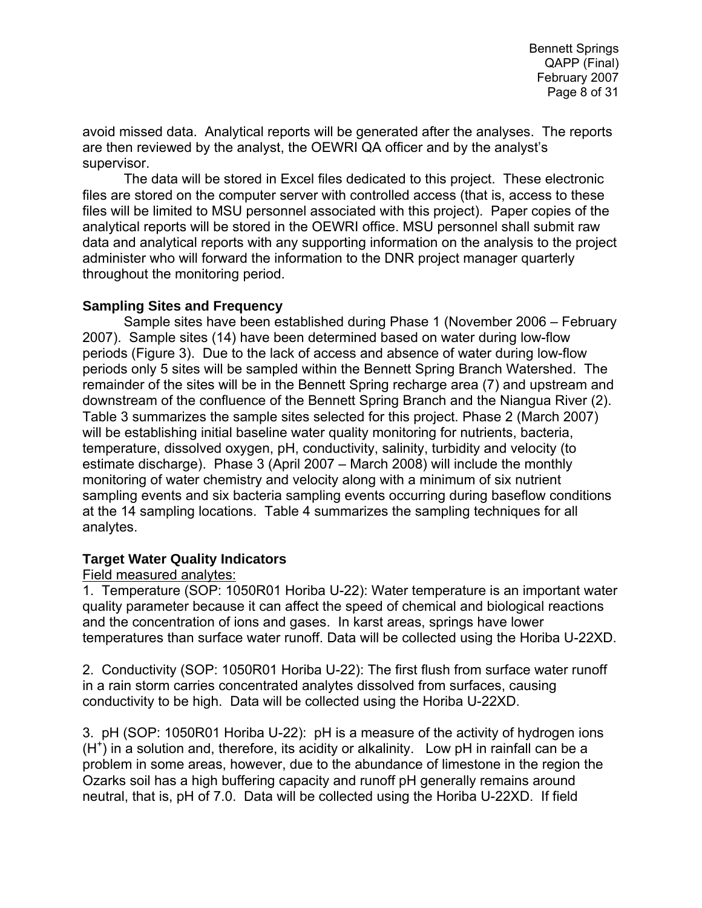avoid missed data. Analytical reports will be generated after the analyses. The reports are then reviewed by the analyst, the OEWRI QA officer and by the analyst's supervisor.

The data will be stored in Excel files dedicated to this project. These electronic files are stored on the computer server with controlled access (that is, access to these files will be limited to MSU personnel associated with this project). Paper copies of the analytical reports will be stored in the OEWRI office. MSU personnel shall submit raw data and analytical reports with any supporting information on the analysis to the project administer who will forward the information to the DNR project manager quarterly throughout the monitoring period.

**Sampling Sites and Frequency**

Sample sites have been established during Phase 1 (November 2006 – February 2007). Sample sites (14) have been determined based on water during low-flow periods (Figure 3). Due to the lack of access and absence of water during low-flow periods only 5 sites will be sampled within the Bennett Spring Branch Watershed. The remainder of the sites will be in the Bennett Spring recharge area (7) and upstream and downstream of the confluence of the Bennett Spring Branch and the Niangua River (2). Table 3 summarizes the sample sites selected for this project. Phase 2 (March 2007) will be establishing initial baseline water quality monitoring for nutrients, bacteria, temperature, dissolved oxygen, pH, conductivity, salinity, turbidity and velocity (to estimate discharge). Phase 3 (April 2007 – March 2008) will include the monthly monitoring of water chemistry and velocity along with a minimum of six nutrient sampling events and six bacteria sampling events occurring during baseflow conditions at the 14 sampling locations. Table 4 summarizes the sampling techniques for all analytes.

**Target Water Quality Indicators**

Field measured analytes:

1. Temperature (SOP: 1050R01 Horiba U-22): Water temperature is an important water quality parameter because it can affect the speed of chemical and biological reactions and the concentration of ions and gases. In karst areas, springs have lower temperatures than surface water runoff. Data will be collected using the Horiba U-22XD.

2. Conductivity (SOP: 1050R01 Horiba U-22): The first flush from surface water runoff in a rain storm carries concentrated analytes dissolved from surfaces, causing conductivity to be high. Data will be collected using the Horiba U-22XD.

3. pH (SOP: 1050R01 Horiba U-22): pH is a measure of the activity of hydrogen ions ($H^+$) in a solution and, therefore, its acidity or alkalinity. Low pH in rainfall can be a problem in some areas, however, due to the abundance of limestone in the region the Ozarks soil has a high buffering capacity and runoff pH generally remains around neutral, that is, pH of 7.0. Data will be collected using the Horiba U-22XD. If field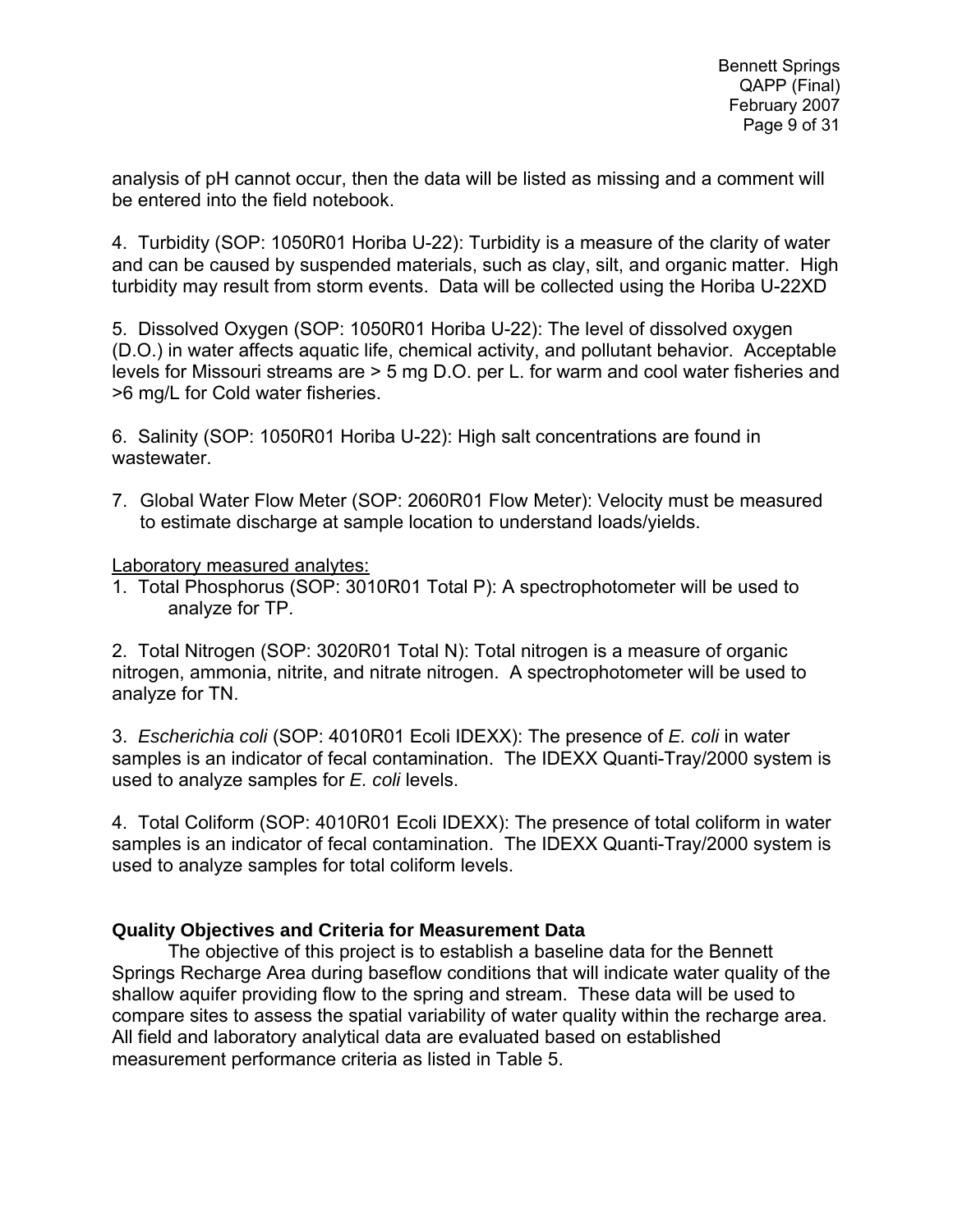analysis of pH cannot occur, then the data will be listed as missing and a comment will be entered into the field notebook.

4. Turbidity (SOP: 1050R01 Horiba U-22): Turbidity is a measure of the clarity of water and can be caused by suspended materials, such as clay, silt, and organic matter. High turbidity may result from storm events. Data will be collected using the Horiba U-22XD

5. Dissolved Oxygen (SOP: 1050R01 Horiba U-22): The level of dissolved oxygen (D.O.) in water affects aquatic life, chemical activity, and pollutant behavior. Acceptable levels for Missouri streams are > 5 mg D.O. per L. for warm and cool water fisheries and >6 mg/L for Cold water fisheries.

6. Salinity (SOP: 1050R01 Horiba U-22): High salt concentrations are found in wastewater.

7. Global Water Flow Meter (SOP: 2060R01 Flow Meter): Velocity must be measured to estimate discharge at sample location to understand loads/yields.

<u>Laboratory measured analytes:</u>

1. Total Phosphorus (SOP: 3010R01 Total P): A spectrophotometer will be used to analyze for TP.

2. Total Nitrogen (SOP: 3020R01 Total N): Total nitrogen is a measure of organic nitrogen, ammonia, nitrite, and nitrate nitrogen. A spectrophotometer will be used to analyze for TN.

3. *Escherichia coli* (SOP: 4010R01 Ecoli IDEXX): The presence of *E. coli* in water samples is an indicator of fecal contamination. The IDEXX Quanti-Tray/2000 system is used to analyze samples for *E. coli* levels.

4. Total Coliform (SOP: 4010R01 Ecoli IDEXX): The presence of total coliform in water samples is an indicator of fecal contamination. The IDEXX Quanti-Tray/2000 system is used to analyze samples for total coliform levels.

**Quality Objectives and Criteria for Measurement Data**

The objective of this project is to establish a baseline data for the Bennett Springs Recharge Area during baseflow conditions that will indicate water quality of the shallow aquifer providing flow to the spring and stream. These data will be used to compare sites to assess the spatial variability of water quality within the recharge area. All field and laboratory analytical data are evaluated based on established measurement performance criteria as listed in Table 5.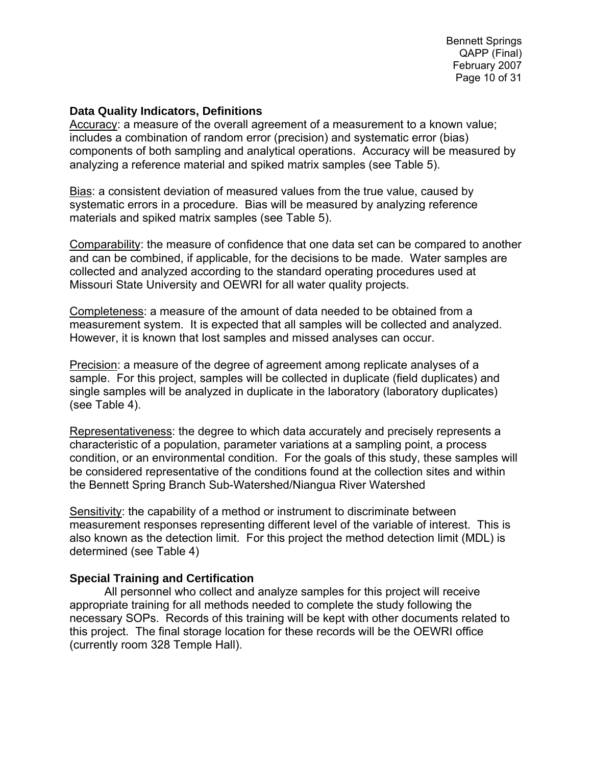### Data Quality Indicators, Definitions

Accuracy: a measure of the overall agreement of a measurement to a known value; includes a combination of random error (precision) and systematic error (bias) components of both sampling and analytical operations. Accuracy will be measured by analyzing a reference material and spiked matrix samples (see Table 5).

Bias: a consistent deviation of measured values from the true value, caused by systematic errors in a procedure. Bias will be measured by analyzing reference materials and spiked matrix samples (see Table 5).

Comparability: the measure of confidence that one data set can be compared to another and can be combined, if applicable, for the decisions to be made. Water samples are collected and analyzed according to the standard operating procedures used at Missouri State University and OEWRI for all water quality projects.

Completeness: a measure of the amount of data needed to be obtained from a measurement system. It is expected that all samples will be collected and analyzed. However, it is known that lost samples and missed analyses can occur.

Precision: a measure of the degree of agreement among replicate analyses of a sample. For this project, samples will be collected in duplicate (field duplicates) and single samples will be analyzed in duplicate in the laboratory (laboratory duplicates) (see Table 4).

Representativeness: the degree to which data accurately and precisely represents a characteristic of a population, parameter variations at a sampling point, a process condition, or an environmental condition. For the goals of this study, these samples will be considered representative of the conditions found at the collection sites and within the Bennett Spring Branch Sub-Watershed/Niangua River Watershed

Sensitivity: the capability of a method or instrument to discriminate between measurement responses representing different level of the variable of interest. This is also known as the detection limit. For this project the method detection limit (MDL) is determined (see Table 4)

### Special Training and Certification

All personnel who collect and analyze samples for this project will receive appropriate training for all methods needed to complete the study following the necessary SOPs. Records of this training will be kept with other documents related to this project. The final storage location for these records will be the OEWRI office (currently room 328 Temple Hall).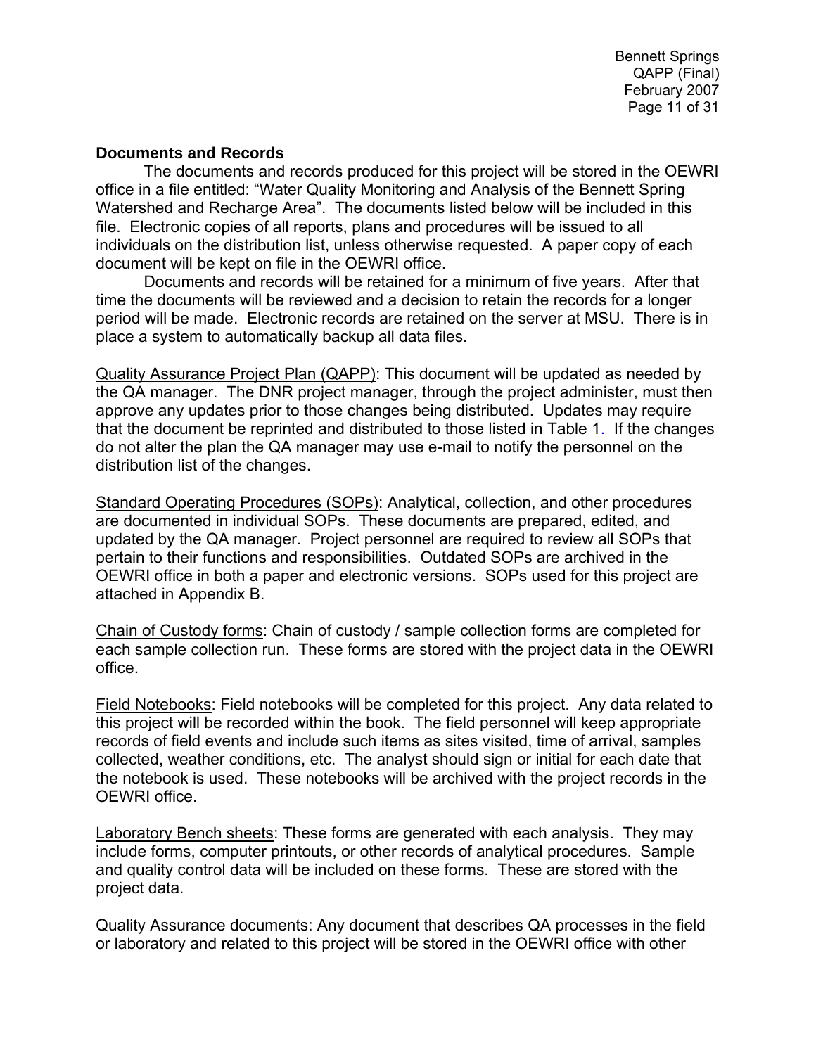**Documents and Records**

The documents and records produced for this project will be stored in the OEWRI office in a file entitled: "Water Quality Monitoring and Analysis of the Bennett Spring Watershed and Recharge Area". The documents listed below will be included in this file. Electronic copies of all reports, plans and procedures will be issued to all individuals on the distribution list, unless otherwise requested. A paper copy of each document will be kept on file in the OEWRI office.

Documents and records will be retained for a minimum of five years. After that time the documents will be reviewed and a decision to retain the records for a longer period will be made. Electronic records are retained on the server at MSU. There is in place a system to automatically backup all data files.

Quality Assurance Project Plan (QAPP): This document will be updated as needed by the QA manager. The DNR project manager, through the project administer, must then approve any updates prior to those changes being distributed. Updates may require that the document be reprinted and distributed to those listed in Table 1. If the changes do not alter the plan the QA manager may use e-mail to notify the personnel on the distribution list of the changes.

Standard Operating Procedures (SOPs): Analytical, collection, and other procedures are documented in individual SOPs. These documents are prepared, edited, and updated by the QA manager. Project personnel are required to review all SOPs that pertain to their functions and responsibilities. Outdated SOPs are archived in the OEWRI office in both a paper and electronic versions. SOPs used for this project are attached in Appendix B.

Chain of Custody forms: Chain of custody / sample collection forms are completed for each sample collection run. These forms are stored with the project data in the OEWRI office.

Field Notebooks: Field notebooks will be completed for this project. Any data related to this project will be recorded within the book. The field personnel will keep appropriate records of field events and include such items as sites visited, time of arrival, samples collected, weather conditions, etc. The analyst should sign or initial for each date that the notebook is used. These notebooks will be archived with the project records in the OEWRI office.

Laboratory Bench sheets: These forms are generated with each analysis. They may include forms, computer printouts, or other records of analytical procedures. Sample and quality control data will be included on these forms. These are stored with the project data.

Quality Assurance documents: Any document that describes QA processes in the field or laboratory and related to this project will be stored in the OEWRI office with other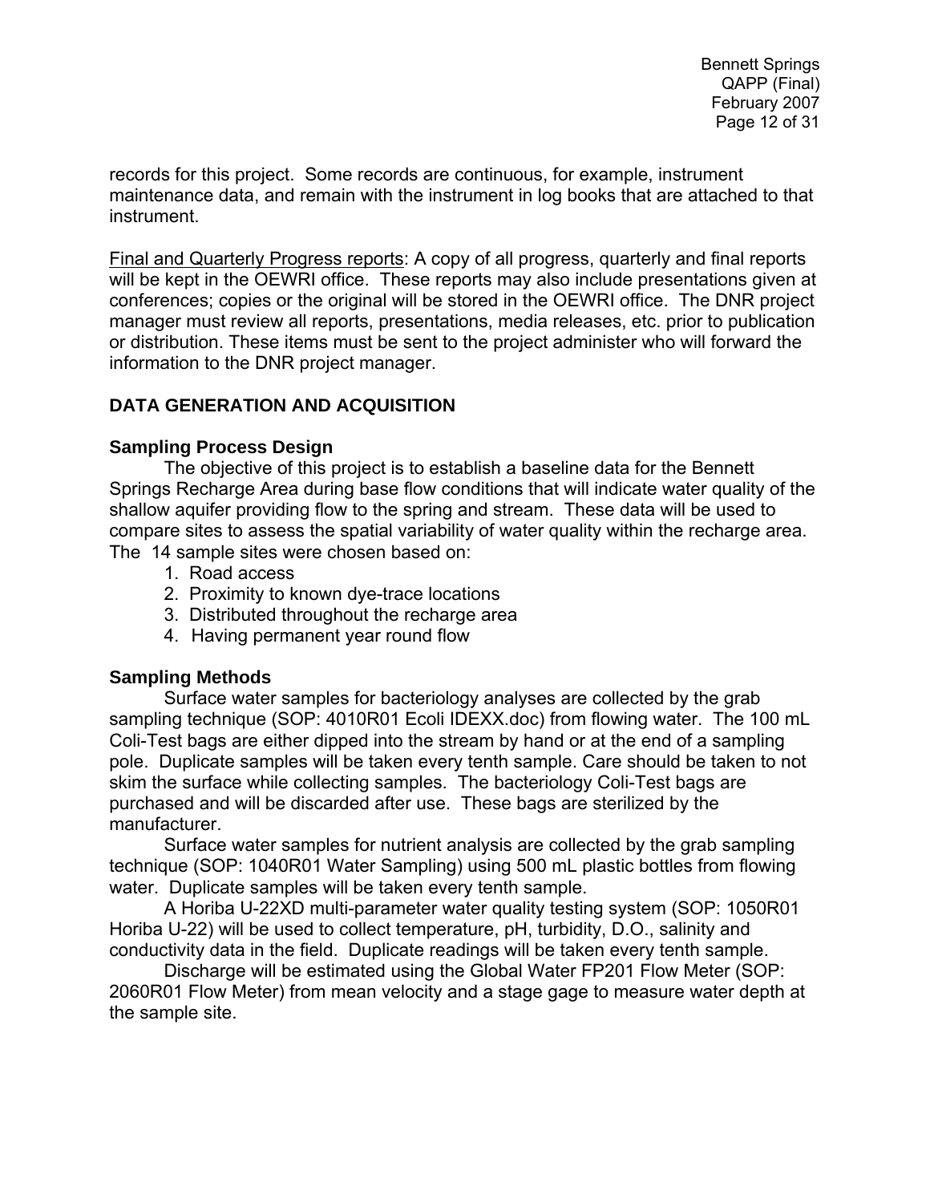records for this project. Some records are continuous, for example, instrument maintenance data, and remain with the instrument in log books that are attached to that instrument.

<u>Final and Quarterly Progress reports</u>: A copy of all progress, quarterly and final reports will be kept in the OEWRI office. These reports may also include presentations given at conferences; copies or the original will be stored in the OEWRI office. The DNR project manager must review all reports, presentations, media releases, etc. prior to publication or distribution. These items must be sent to the project administer who will forward the information to the DNR project manager.

## DATA GENERATION AND ACQUISITION

### Sampling Process Design

The objective of this project is to establish a baseline data for the Bennett Springs Recharge Area during base flow conditions that will indicate water quality of the shallow aquifer providing flow to the spring and stream. These data will be used to compare sites to assess the spatial variability of water quality within the recharge area. The 14 sample sites were chosen based on:

1. Road access
2. Proximity to known dye-trace locations
3. Distributed throughout the recharge area
4. Having permanent year round flow

### Sampling Methods

Surface water samples for bacteriology analyses are collected by the grab sampling technique (SOP: 4010R01 Ecoli IDEXX.doc) from flowing water. The 100 mL Coli-Test bags are either dipped into the stream by hand or at the end of a sampling pole. Duplicate samples will be taken every tenth sample. Care should be taken to not skim the surface while collecting samples. The bacteriology Coli-Test bags are purchased and will be discarded after use. These bags are sterilized by the manufacturer.

Surface water samples for nutrient analysis are collected by the grab sampling technique (SOP: 1040R01 Water Sampling) using 500 mL plastic bottles from flowing water. Duplicate samples will be taken every tenth sample.

A Horiba U-22XD multi-parameter water quality testing system (SOP: 1050R01 Horiba U-22) will be used to collect temperature, pH, turbidity, D.O., salinity and conductivity data in the field. Duplicate readings will be taken every tenth sample.

Discharge will be estimated using the Global Water FP201 Flow Meter (SOP: 2060R01 Flow Meter) from mean velocity and a stage gage to measure water depth at the sample site.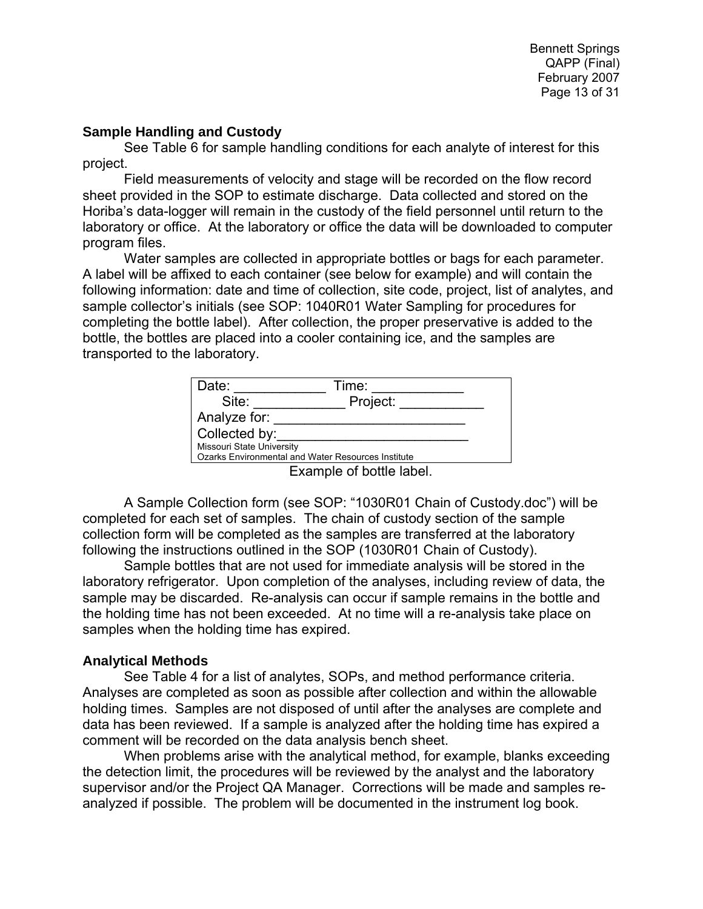### Sample Handling and Custody

See Table 6 for sample handling conditions for each analyte of interest for this project.

Field measurements of velocity and stage will be recorded on the flow record sheet provided in the SOP to estimate discharge. Data collected and stored on the Horiba's data-logger will remain in the custody of the field personnel until return to the laboratory or office. At the laboratory or office the data will be downloaded to computer program files.

Water samples are collected in appropriate bottles or bags for each parameter. A label will be affixed to each container (see below for example) and will contain the following information: date and time of collection, site code, project, list of analytes, and sample collector's initials (see SOP: 1040R01 Water Sampling for procedures for completing the bottle label). After collection, the proper preservative is added to the bottle, the bottles are placed into a cooler containing ice, and the samples are transported to the laboratory.

| Date: ____________ Time: ____________ |
|---|
| Site: ____________ Project: ___________ |
| Analyze for: _________________________ |
| Collected by:_________________________ |
| Missouri State University<br>Ozarks Environmental and Water Resources Institute |

Example of bottle label.

A Sample Collection form (see SOP: "1030R01 Chain of Custody.doc") will be completed for each set of samples. The chain of custody section of the sample collection form will be completed as the samples are transferred at the laboratory following the instructions outlined in the SOP (1030R01 Chain of Custody).

Sample bottles that are not used for immediate analysis will be stored in the laboratory refrigerator. Upon completion of the analyses, including review of data, the sample may be discarded. Re-analysis can occur if sample remains in the bottle and the holding time has not been exceeded. At no time will a re-analysis take place on samples when the holding time has expired.

### Analytical Methods

See Table 4 for a list of analytes, SOPs, and method performance criteria. Analyses are completed as soon as possible after collection and within the allowable holding times. Samples are not disposed of until after the analyses are complete and data has been reviewed. If a sample is analyzed after the holding time has expired a comment will be recorded on the data analysis bench sheet.

When problems arise with the analytical method, for example, blanks exceeding the detection limit, the procedures will be reviewed by the analyst and the laboratory supervisor and/or the Project QA Manager. Corrections will be made and samples re-analyzed if possible. The problem will be documented in the instrument log book.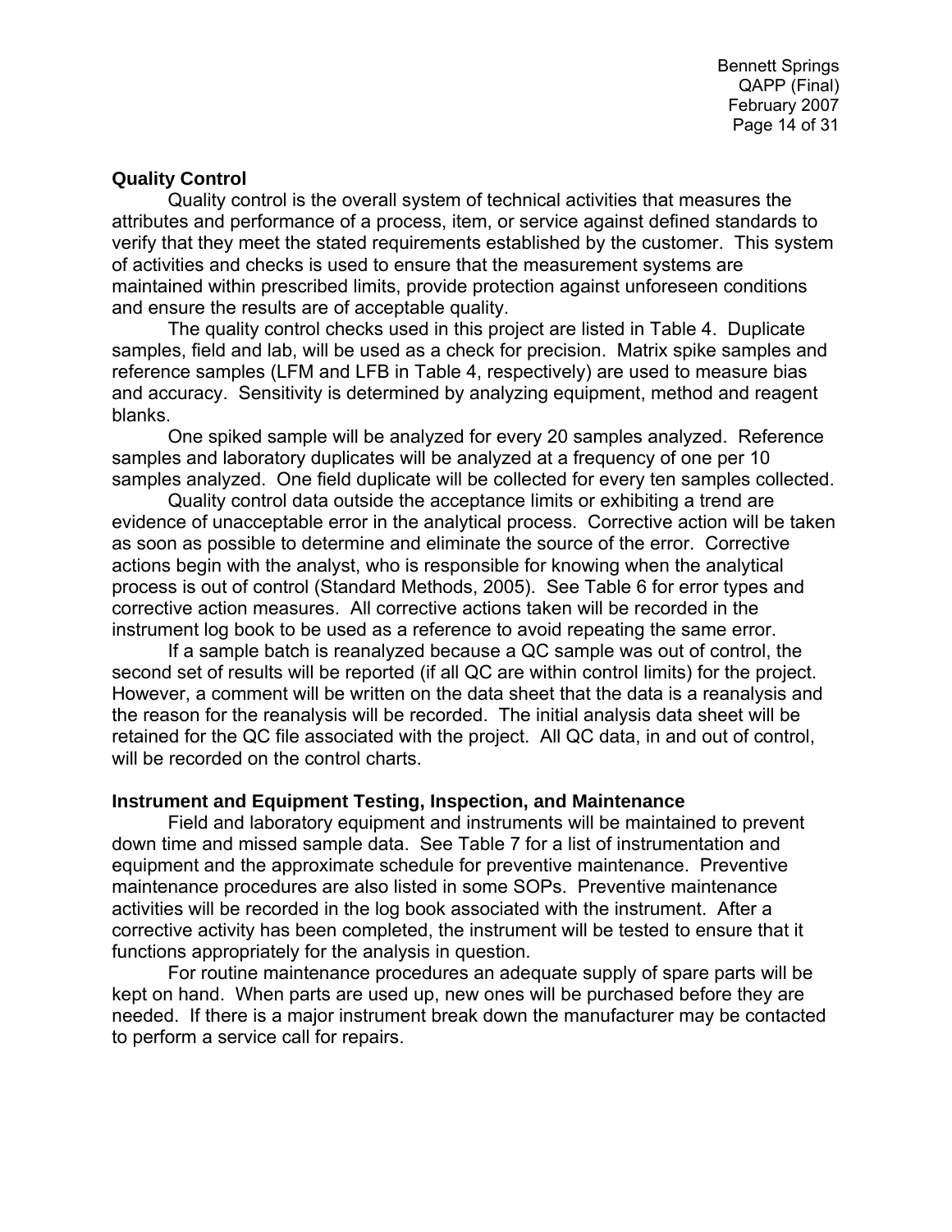## Quality Control

Quality control is the overall system of technical activities that measures the attributes and performance of a process, item, or service against defined standards to verify that they meet the stated requirements established by the customer. This system of activities and checks is used to ensure that the measurement systems are maintained within prescribed limits, provide protection against unforeseen conditions and ensure the results are of acceptable quality.

The quality control checks used in this project are listed in Table 4. Duplicate samples, field and lab, will be used as a check for precision. Matrix spike samples and reference samples (LFM and LFB in Table 4, respectively) are used to measure bias and accuracy. Sensitivity is determined by analyzing equipment, method and reagent blanks.

One spiked sample will be analyzed for every 20 samples analyzed. Reference samples and laboratory duplicates will be analyzed at a frequency of one per 10 samples analyzed. One field duplicate will be collected for every ten samples collected.

Quality control data outside the acceptance limits or exhibiting a trend are evidence of unacceptable error in the analytical process. Corrective action will be taken as soon as possible to determine and eliminate the source of the error. Corrective actions begin with the analyst, who is responsible for knowing when the analytical process is out of control (Standard Methods, 2005). See Table 6 for error types and corrective action measures. All corrective actions taken will be recorded in the instrument log book to be used as a reference to avoid repeating the same error.

If a sample batch is reanalyzed because a QC sample was out of control, the second set of results will be reported (if all QC are within control limits) for the project. However, a comment will be written on the data sheet that the data is a reanalysis and the reason for the reanalysis will be recorded. The initial analysis data sheet will be retained for the QC file associated with the project. All QC data, in and out of control, will be recorded on the control charts.

## Instrument and Equipment Testing, Inspection, and Maintenance

Field and laboratory equipment and instruments will be maintained to prevent down time and missed sample data. See Table 7 for a list of instrumentation and equipment and the approximate schedule for preventive maintenance. Preventive maintenance procedures are also listed in some SOPs. Preventive maintenance activities will be recorded in the log book associated with the instrument. After a corrective activity has been completed, the instrument will be tested to ensure that it functions appropriately for the analysis in question.

For routine maintenance procedures an adequate supply of spare parts will be kept on hand. When parts are used up, new ones will be purchased before they are needed. If there is a major instrument break down the manufacturer may be contacted to perform a service call for repairs.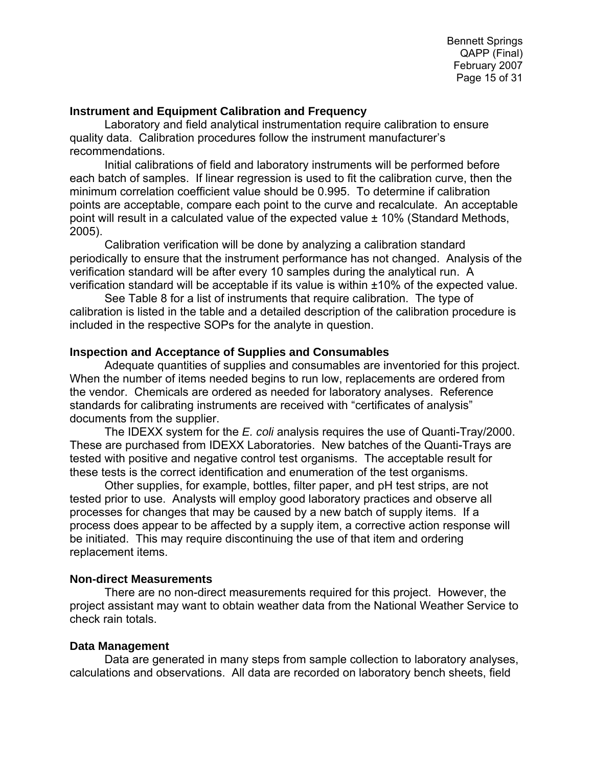### Instrument and Equipment Calibration and Frequency

Laboratory and field analytical instrumentation require calibration to ensure quality data. Calibration procedures follow the instrument manufacturer's recommendations.

Initial calibrations of field and laboratory instruments will be performed before each batch of samples. If linear regression is used to fit the calibration curve, then the minimum correlation coefficient value should be 0.995. To determine if calibration points are acceptable, compare each point to the curve and recalculate. An acceptable point will result in a calculated value of the expected value ± 10% (Standard Methods, 2005).

Calibration verification will be done by analyzing a calibration standard periodically to ensure that the instrument performance has not changed. Analysis of the verification standard will be after every 10 samples during the analytical run. A verification standard will be acceptable if its value is within ±10% of the expected value.

See Table 8 for a list of instruments that require calibration. The type of calibration is listed in the table and a detailed description of the calibration procedure is included in the respective SOPs for the analyte in question.

### Inspection and Acceptance of Supplies and Consumables

Adequate quantities of supplies and consumables are inventoried for this project. When the number of items needed begins to run low, replacements are ordered from the vendor. Chemicals are ordered as needed for laboratory analyses. Reference standards for calibrating instruments are received with "certificates of analysis" documents from the supplier.

The IDEXX system for the *E. coli* analysis requires the use of Quanti-Tray/2000. These are purchased from IDEXX Laboratories. New batches of the Quanti-Trays are tested with positive and negative control test organisms. The acceptable result for these tests is the correct identification and enumeration of the test organisms.

Other supplies, for example, bottles, filter paper, and pH test strips, are not tested prior to use. Analysts will employ good laboratory practices and observe all processes for changes that may be caused by a new batch of supply items. If a process does appear to be affected by a supply item, a corrective action response will be initiated. This may require discontinuing the use of that item and ordering replacement items.

### Non-direct Measurements

There are no non-direct measurements required for this project. However, the project assistant may want to obtain weather data from the National Weather Service to check rain totals.

### Data Management

Data are generated in many steps from sample collection to laboratory analyses, calculations and observations. All data are recorded on laboratory bench sheets, field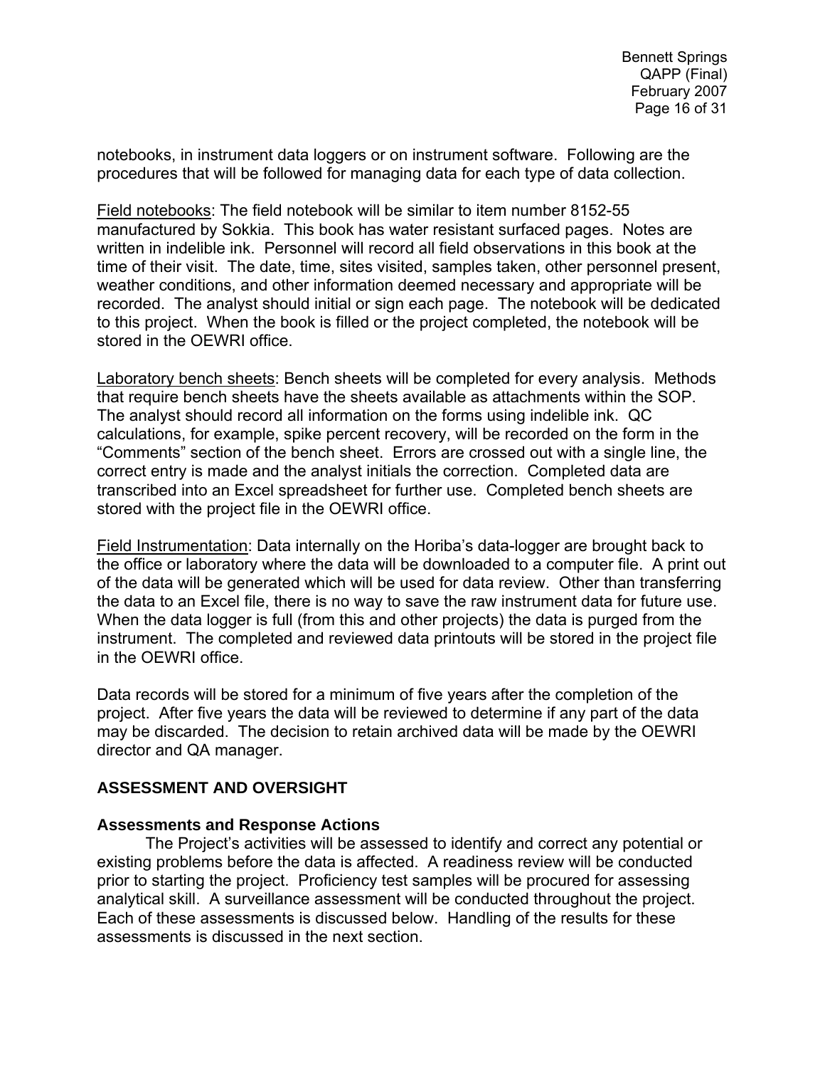notebooks, in instrument data loggers or on instrument software. Following are the procedures that will be followed for managing data for each type of data collection.

Field notebooks: The field notebook will be similar to item number 8152-55 manufactured by Sokkia. This book has water resistant surfaced pages. Notes are written in indelible ink. Personnel will record all field observations in this book at the time of their visit. The date, time, sites visited, samples taken, other personnel present, weather conditions, and other information deemed necessary and appropriate will be recorded. The analyst should initial or sign each page. The notebook will be dedicated to this project. When the book is filled or the project completed, the notebook will be stored in the OEWRI office.

Laboratory bench sheets: Bench sheets will be completed for every analysis. Methods that require bench sheets have the sheets available as attachments within the SOP. The analyst should record all information on the forms using indelible ink. QC calculations, for example, spike percent recovery, will be recorded on the form in the "Comments" section of the bench sheet. Errors are crossed out with a single line, the correct entry is made and the analyst initials the correction. Completed data are transcribed into an Excel spreadsheet for further use. Completed bench sheets are stored with the project file in the OEWRI office.

Field Instrumentation: Data internally on the Horiba's data-logger are brought back to the office or laboratory where the data will be downloaded to a computer file. A print out of the data will be generated which will be used for data review. Other than transferring the data to an Excel file, there is no way to save the raw instrument data for future use. When the data logger is full (from this and other projects) the data is purged from the instrument. The completed and reviewed data printouts will be stored in the project file in the OEWRI office.

Data records will be stored for a minimum of five years after the completion of the project. After five years the data will be reviewed to determine if any part of the data may be discarded. The decision to retain archived data will be made by the OEWRI director and QA manager.

## ASSESSMENT AND OVERSIGHT

### Assessments and Response Actions

The Project's activities will be assessed to identify and correct any potential or existing problems before the data is affected. A readiness review will be conducted prior to starting the project. Proficiency test samples will be procured for assessing analytical skill. A surveillance assessment will be conducted throughout the project. Each of these assessments is discussed below. Handling of the results for these assessments is discussed in the next section.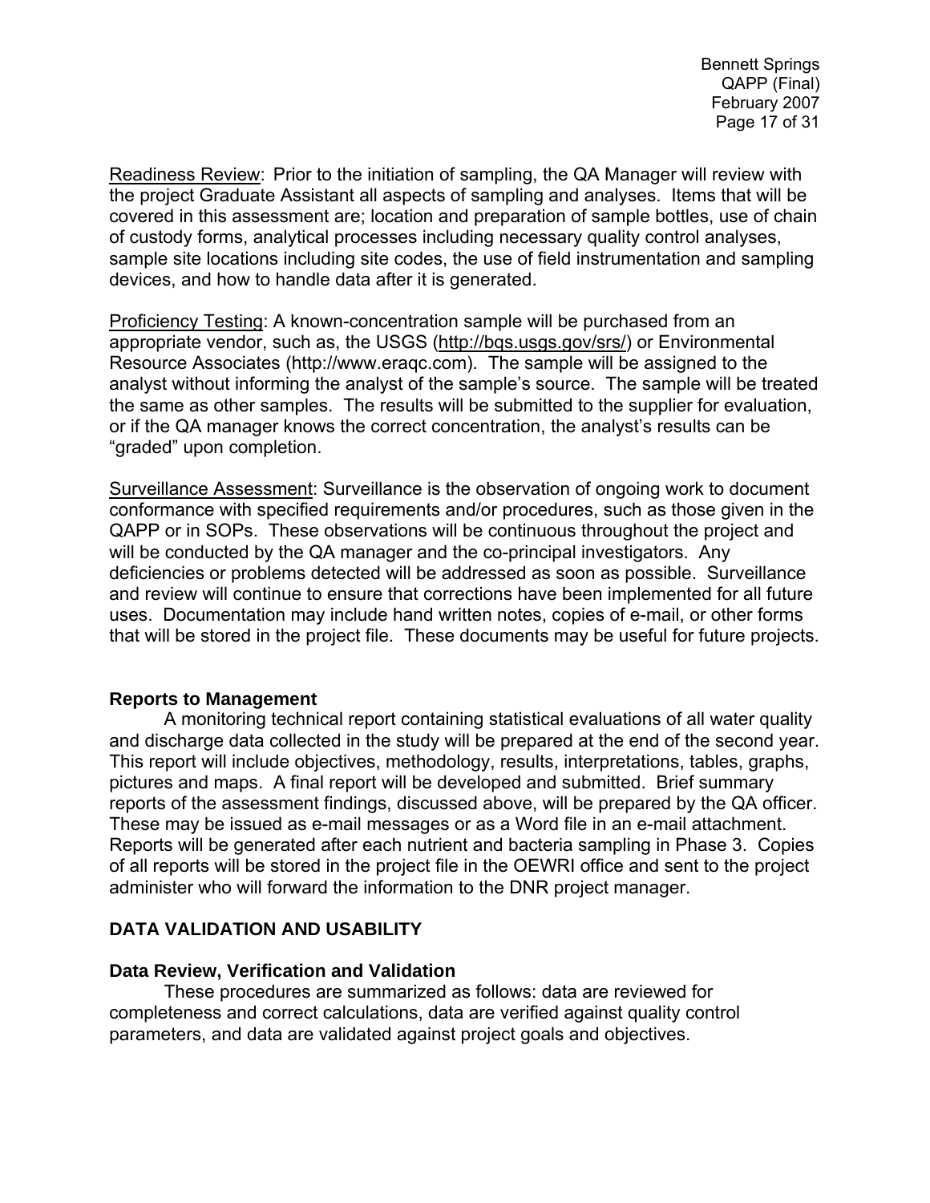Readiness Review: Prior to the initiation of sampling, the QA Manager will review with the project Graduate Assistant all aspects of sampling and analyses. Items that will be covered in this assessment are; location and preparation of sample bottles, use of chain of custody forms, analytical processes including necessary quality control analyses, sample site locations including site codes, the use of field instrumentation and sampling devices, and how to handle data after it is generated.

Proficiency Testing: A known-concentration sample will be purchased from an appropriate vendor, such as, the USGS (http://bqs.usgs.gov/srs/) or Environmental Resource Associates (http://www.eraqc.com). The sample will be assigned to the analyst without informing the analyst of the sample's source. The sample will be treated the same as other samples. The results will be submitted to the supplier for evaluation, or if the QA manager knows the correct concentration, the analyst's results can be "graded" upon completion.

Surveillance Assessment: Surveillance is the observation of ongoing work to document conformance with specified requirements and/or procedures, such as those given in the QAPP or in SOPs. These observations will be continuous throughout the project and will be conducted by the QA manager and the co-principal investigators. Any deficiencies or problems detected will be addressed as soon as possible. Surveillance and review will continue to ensure that corrections have been implemented for all future uses. Documentation may include hand written notes, copies of e-mail, or other forms that will be stored in the project file. These documents may be useful for future projects.

### Reports to Management

A monitoring technical report containing statistical evaluations of all water quality and discharge data collected in the study will be prepared at the end of the second year. This report will include objectives, methodology, results, interpretations, tables, graphs, pictures and maps. A final report will be developed and submitted. Brief summary reports of the assessment findings, discussed above, will be prepared by the QA officer. These may be issued as e-mail messages or as a Word file in an e-mail attachment. Reports will be generated after each nutrient and bacteria sampling in Phase 3. Copies of all reports will be stored in the project file in the OEWRI office and sent to the project administer who will forward the information to the DNR project manager.

## DATA VALIDATION AND USABILITY

### Data Review, Verification and Validation

These procedures are summarized as follows: data are reviewed for completeness and correct calculations, data are verified against quality control parameters, and data are validated against project goals and objectives.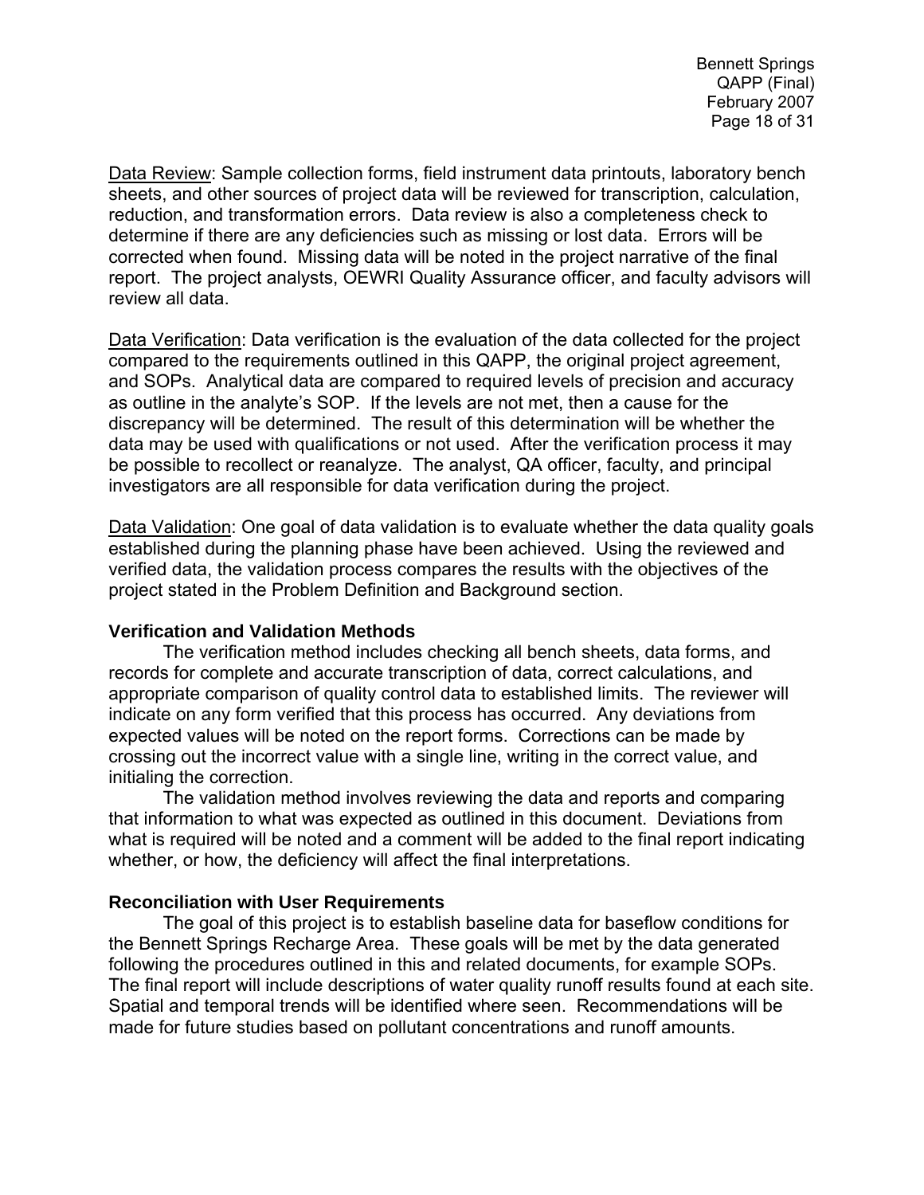<u>Data Review</u>: Sample collection forms, field instrument data printouts, laboratory bench sheets, and other sources of project data will be reviewed for transcription, calculation, reduction, and transformation errors. Data review is also a completeness check to determine if there are any deficiencies such as missing or lost data. Errors will be corrected when found. Missing data will be noted in the project narrative of the final report. The project analysts, OEWRI Quality Assurance officer, and faculty advisors will review all data.

<u>Data Verification</u>: Data verification is the evaluation of the data collected for the project compared to the requirements outlined in this QAPP, the original project agreement, and SOPs. Analytical data are compared to required levels of precision and accuracy as outline in the analyte's SOP. If the levels are not met, then a cause for the discrepancy will be determined. The result of this determination will be whether the data may be used with qualifications or not used. After the verification process it may be possible to recollect or reanalyze. The analyst, QA officer, faculty, and principal investigators are all responsible for data verification during the project.

<u>Data Validation</u>: One goal of data validation is to evaluate whether the data quality goals established during the planning phase have been achieved. Using the reviewed and verified data, the validation process compares the results with the objectives of the project stated in the Problem Definition and Background section.

**Verification and Validation Methods**

The verification method includes checking all bench sheets, data forms, and records for complete and accurate transcription of data, correct calculations, and appropriate comparison of quality control data to established limits. The reviewer will indicate on any form verified that this process has occurred. Any deviations from expected values will be noted on the report forms. Corrections can be made by crossing out the incorrect value with a single line, writing in the correct value, and initialing the correction.

The validation method involves reviewing the data and reports and comparing that information to what was expected as outlined in this document. Deviations from what is required will be noted and a comment will be added to the final report indicating whether, or how, the deficiency will affect the final interpretations.

**Reconciliation with User Requirements**

The goal of this project is to establish baseline data for baseflow conditions for the Bennett Springs Recharge Area. These goals will be met by the data generated following the procedures outlined in this and related documents, for example SOPs. The final report will include descriptions of water quality runoff results found at each site. Spatial and temporal trends will be identified where seen. Recommendations will be made for future studies based on pollutant concentrations and runoff amounts.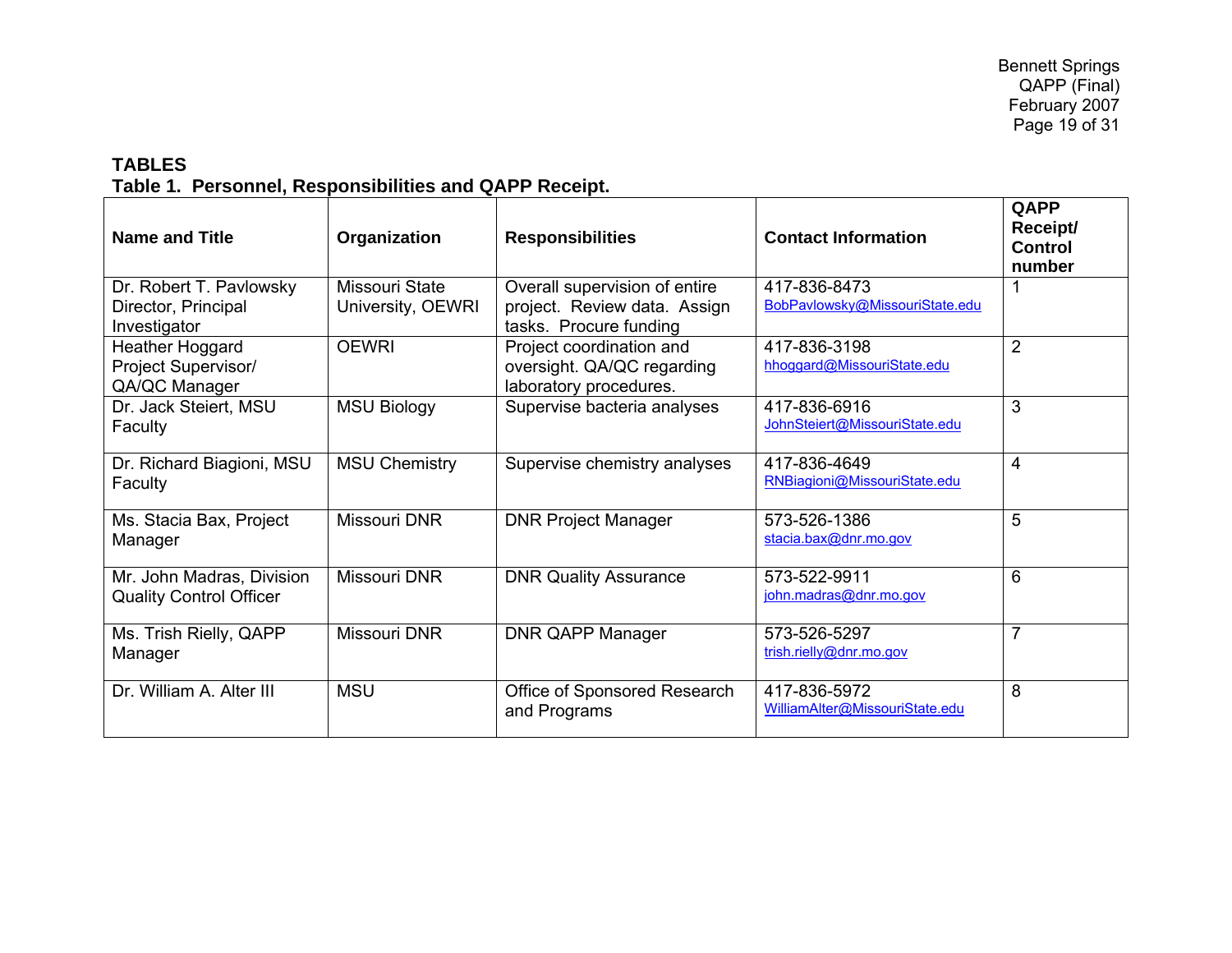## TABLES

### Table 1. Personnel, Responsibilities and QAPP Receipt.

| Name and Title | Organization | Responsibilities | Contact Information | QAPP Receipt/ Control number |
|---|---|---|---|---|
| Dr. Robert T. Pavlowsky Director, Principal Investigator | Missouri State University, OEWRI | Overall supervision of entire project. Review data. Assign tasks. Procure funding | 417-836-8473 BobPavlowsky@MissouriState.edu | 1 |
| Heather Hoggard Project Supervisor/ QA/QC Manager | OEWRI | Project coordination and oversight. QA/QC regarding laboratory procedures. | 417-836-3198 hhoggard@MissouriState.edu | 2 |
| Dr. Jack Steiert, MSU Faculty | MSU Biology | Supervise bacteria analyses | 417-836-6916 JohnSteiert@MissouriState.edu | 3 |
| Dr. Richard Biagioni, MSU Faculty | MSU Chemistry | Supervise chemistry analyses | 417-836-4649 RNBiagioni@MissouriState.edu | 4 |
| Ms. Stacia Bax, Project Manager | Missouri DNR | DNR Project Manager | 573-526-1386 stacia.bax@dnr.mo.gov | 5 |
| Mr. John Madras, Division Quality Control Officer | Missouri DNR | DNR Quality Assurance | 573-522-9911 john.madras@dnr.mo.gov | 6 |
| Ms. Trish Rielly, QAPP Manager | Missouri DNR | DNR QAPP Manager | 573-526-5297 trish.rielly@dnr.mo.gov | 7 |
| Dr. William A. Alter III | MSU | Office of Sponsored Research and Programs | 417-836-5972 WilliamAlter@MissouriState.edu | 8 |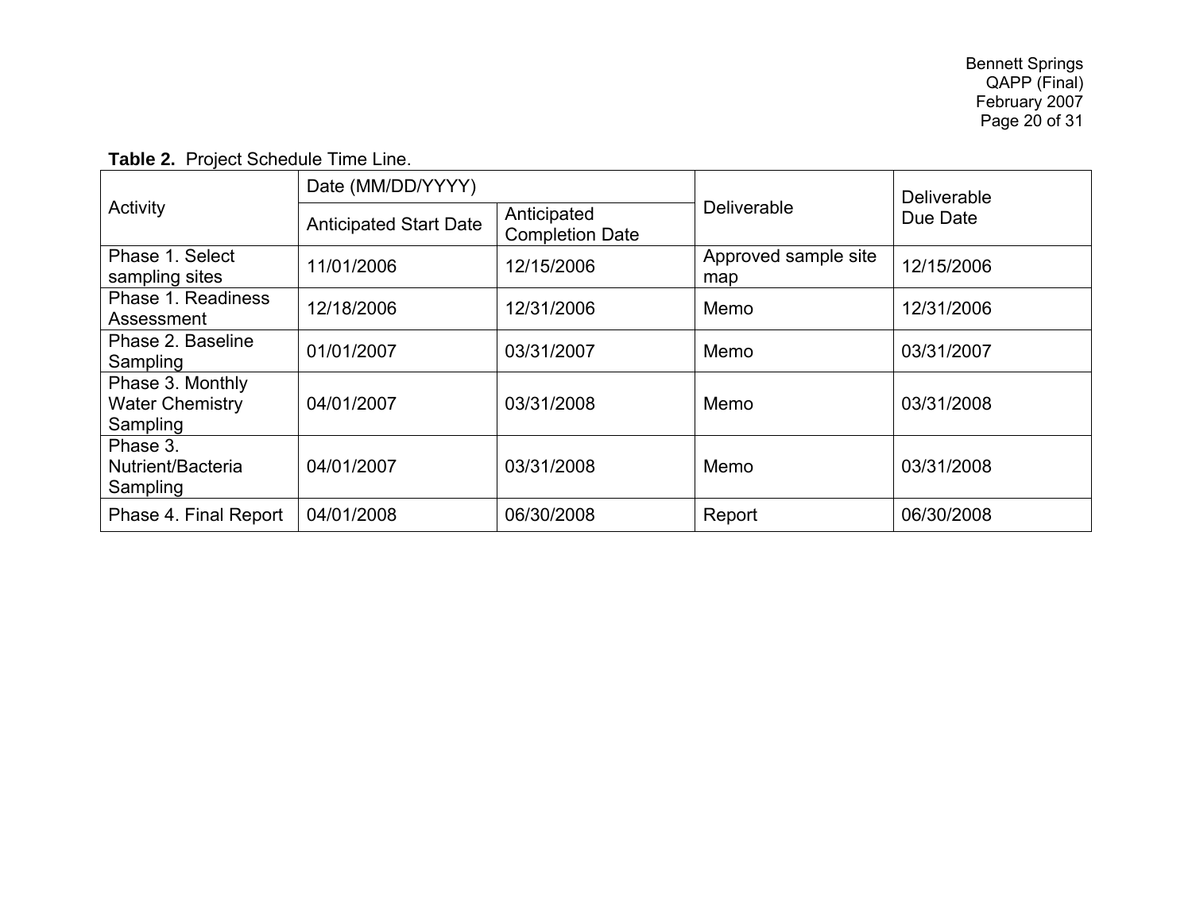**Table 2.** Project Schedule Time Line.

| Activity | Date (MM/DD/YYYY) | | Deliverable | Deliverable Due Date |
|---|---|---|---|---|
| | Anticipated Start Date | Anticipated Completion Date | | |
| Phase 1. Select sampling sites | 11/01/2006 | 12/15/2006 | Approved sample site map | 12/15/2006 |
| Phase 1. Readiness Assessment | 12/18/2006 | 12/31/2006 | Memo | 12/31/2006 |
| Phase 2. Baseline Sampling | 01/01/2007 | 03/31/2007 | Memo | 03/31/2007 |
| Phase 3. Monthly Water Chemistry Sampling | 04/01/2007 | 03/31/2008 | Memo | 03/31/2008 |
| Phase 3. Nutrient/Bacteria Sampling | 04/01/2007 | 03/31/2008 | Memo | 03/31/2008 |
| Phase 4. Final Report | 04/01/2008 | 06/30/2008 | Report | 06/30/2008 |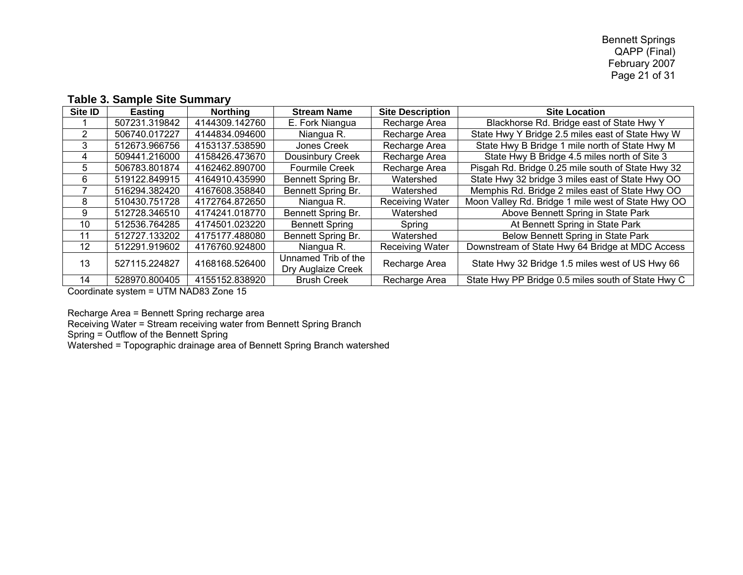### Table 3. Sample Site Summary

| Site ID | Easting | Northing | Stream Name | Site Description | Site Location |
|---|---|---|---|---|---|
| 1 | 507231.319842 | 4144309.142760 | E. Fork Niangua | Recharge Area | Blackhorse Rd. Bridge east of State Hwy Y |
| 2 | 506740.017227 | 4144834.094600 | Niangua R. | Recharge Area | State Hwy Y Bridge 2.5 miles east of State Hwy W |
| 3 | 512673.966756 | 4153137.538590 | Jones Creek | Recharge Area | State Hwy B Bridge 1 mile north of State Hwy M |
| 4 | 509441.216000 | 4158426.473670 | Dousinbury Creek | Recharge Area | State Hwy B Bridge 4.5 miles north of Site 3 |
| 5 | 506783.801874 | 4162462.890700 | Fourmile Creek | Recharge Area | Pisgah Rd. Bridge 0.25 mile south of State Hwy 32 |
| 6 | 519122.849915 | 4164910.435990 | Bennett Spring Br. | Watershed | State Hwy 32 bridge 3 miles east of State Hwy OO |
| 7 | 516294.382420 | 4167608.358840 | Bennett Spring Br. | Watershed | Memphis Rd. Bridge 2 miles east of State Hwy OO |
| 8 | 510430.751728 | 4172764.872650 | Niangua R. | Receiving Water | Moon Valley Rd. Bridge 1 mile west of State Hwy OO |
| 9 | 512728.346510 | 4174241.018770 | Bennett Spring Br. | Watershed | Above Bennett Spring in State Park |
| 10 | 512536.764285 | 4174501.023220 | Bennett Spring | Spring | At Bennett Spring in State Park |
| 11 | 512727.133202 | 4175177.488080 | Bennett Spring Br. | Watershed | Below Bennett Spring in State Park |
| 12 | 512291.919602 | 4176760.924800 | Niangua R. | Receiving Water | Downstream of State Hwy 64 Bridge at MDC Access |
| 13 | 527115.224827 | 4168168.526400 | Unnamed Trib of the Dry Auglaize Creek | Recharge Area | State Hwy 32 Bridge 1.5 miles west of US Hwy 66 |
| 14 | 528970.800405 | 4155152.838920 | Brush Creek | Recharge Area | State Hwy PP Bridge 0.5 miles south of State Hwy C |

Coordinate system = UTM NAD83 Zone 15

Recharge Area = Bennett Spring recharge area
Receiving Water = Stream receiving water from Bennett Spring Branch
Spring = Outflow of the Bennett Spring
Watershed = Topographic drainage area of Bennett Spring Branch watershed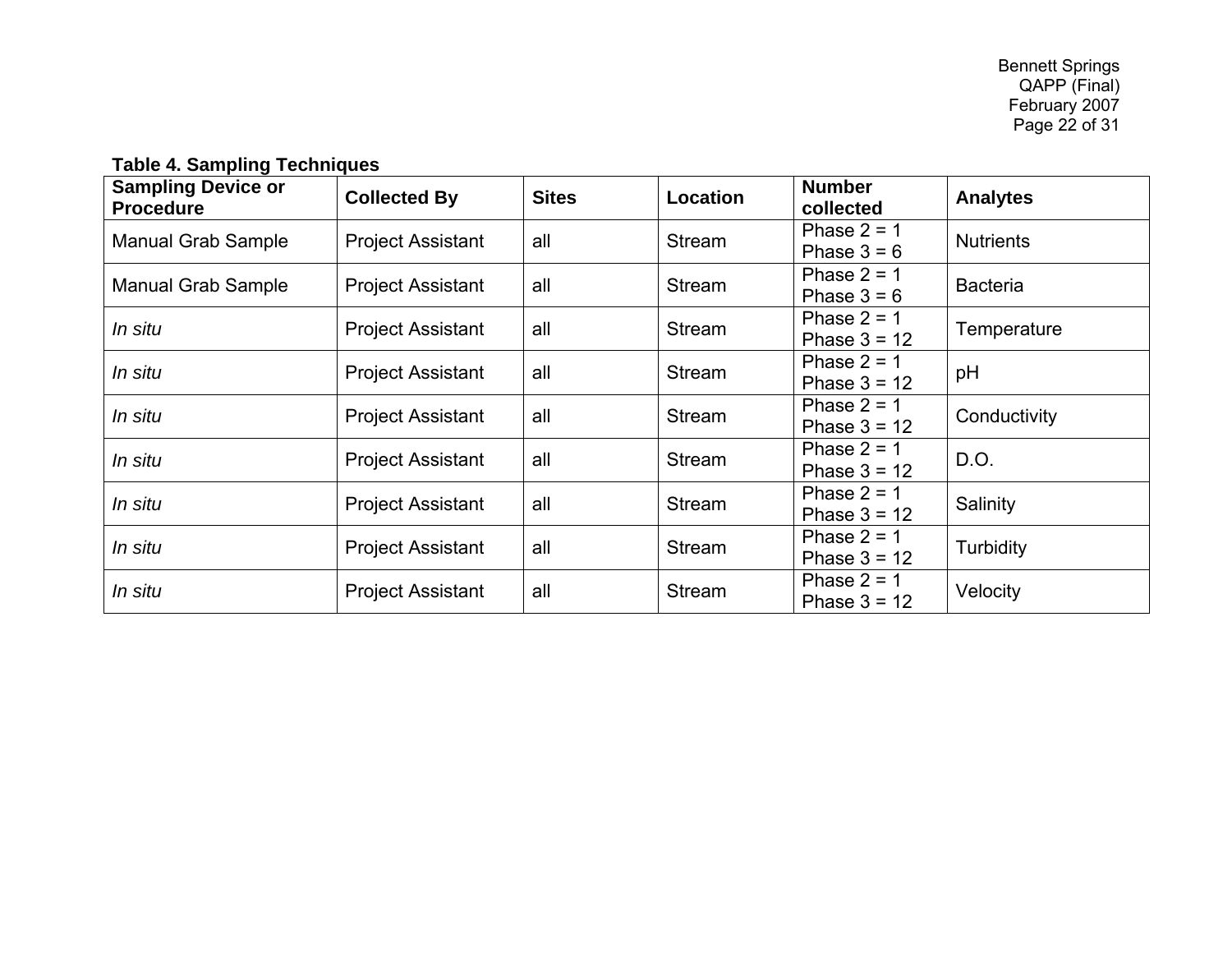**Table 4. Sampling Techniques**

| Sampling Device or Procedure | Collected By | Sites | Location | Number collected | Analytes |
|---|---|---|---|---|---|
| Manual Grab Sample | Project Assistant | all | Stream | Phase 2 = 1<br>Phase 3 = 6 | Nutrients |
| Manual Grab Sample | Project Assistant | all | Stream | Phase 2 = 1<br>Phase 3 = 6 | Bacteria |
| *In situ* | Project Assistant | all | Stream | Phase 2 = 1<br>Phase 3 = 12 | Temperature |
| *In situ* | Project Assistant | all | Stream | Phase 2 = 1<br>Phase 3 = 12 | pH |
| *In situ* | Project Assistant | all | Stream | Phase 2 = 1<br>Phase 3 = 12 | Conductivity |
| *In situ* | Project Assistant | all | Stream | Phase 2 = 1<br>Phase 3 = 12 | D.O. |
| *In situ* | Project Assistant | all | Stream | Phase 2 = 1<br>Phase 3 = 12 | Salinity |
| *In situ* | Project Assistant | all | Stream | Phase 2 = 1<br>Phase 3 = 12 | Turbidity |
| *In situ* | Project Assistant | all | Stream | Phase 2 = 1<br>Phase 3 = 12 | Velocity |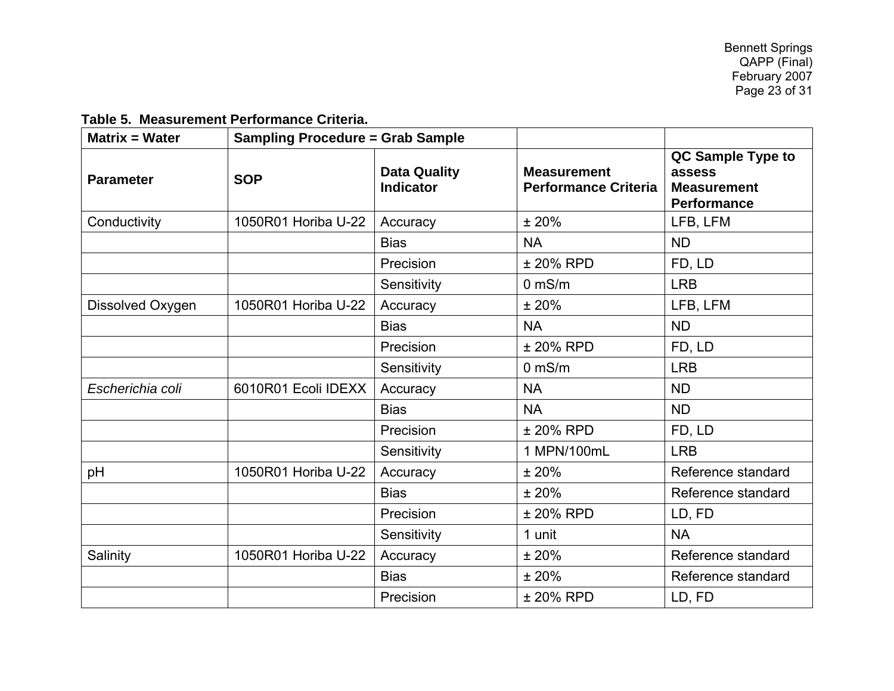**Table 5. Measurement Performance Criteria.**

| Matrix = Water | Sampling Procedure = Grab Sample | | | |
|---|---|---|---|---|
| **Parameter** | **SOP** | **Data Quality Indicator** | **Measurement Performance Criteria** | **QC Sample Type to assess Measurement Performance** |
| Conductivity | 1050R01 Horiba U-22 | Accuracy | ± 20% | LFB, LFM |
| | | Bias | NA | ND |
| | | Precision | ± 20% RPD | FD, LD |
| | | Sensitivity | 0 mS/m | LRB |
| Dissolved Oxygen | 1050R01 Horiba U-22 | Accuracy | ± 20% | LFB, LFM |
| | | Bias | NA | ND |
| | | Precision | ± 20% RPD | FD, LD |
| | | Sensitivity | 0 mS/m | LRB |
| *Escherichia coli* | 6010R01 Ecoli IDEXX | Accuracy | NA | ND |
| | | Bias | NA | ND |
| | | Precision | ± 20% RPD | FD, LD |
| | | Sensitivity | 1 MPN/100mL | LRB |
| pH | 1050R01 Horiba U-22 | Accuracy | ± 20% | Reference standard |
| | | Bias | ± 20% | Reference standard |
| | | Precision | ± 20% RPD | LD, FD |
| | | Sensitivity | 1 unit | NA |
| Salinity | 1050R01 Horiba U-22 | Accuracy | ± 20% | Reference standard |
| | | Bias | ± 20% | Reference standard |
| | | Precision | ± 20% RPD | LD, FD |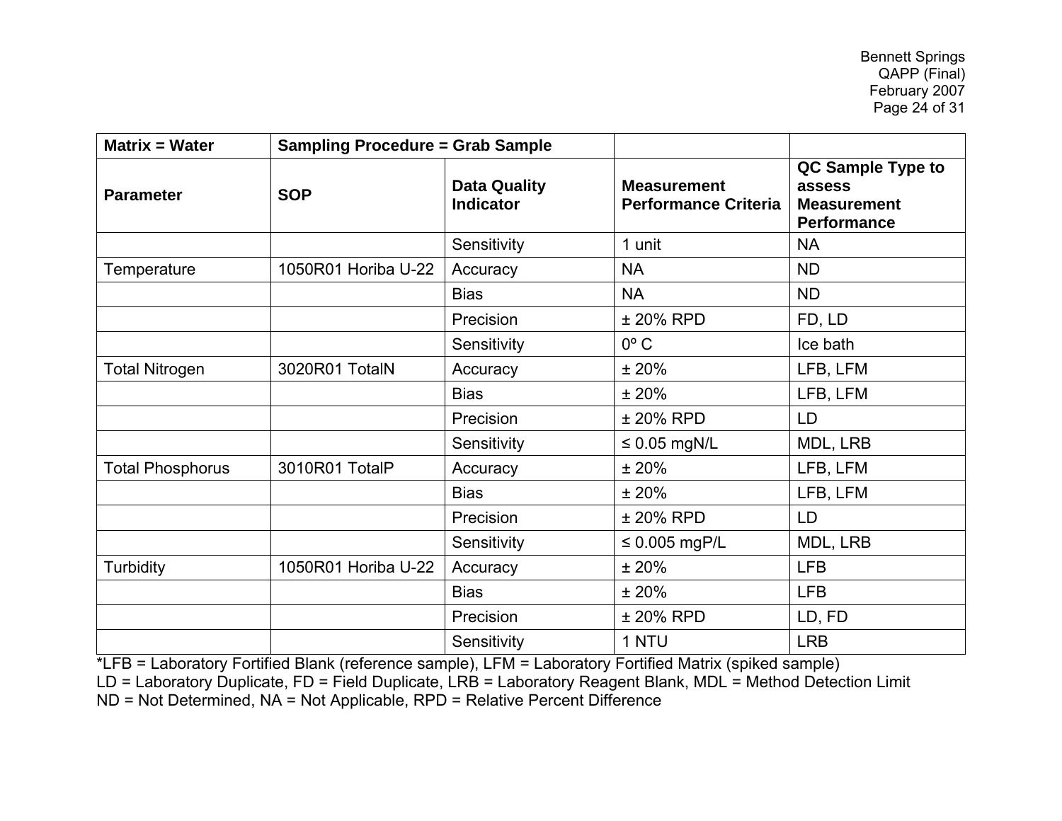| Matrix = Water | Sampling Procedure = Grab Sample | | | |
|---|---|---|---|---|
| **Parameter** | **SOP** | **Data Quality Indicator** | **Measurement Performance Criteria** | **QC Sample Type to assess Measurement Performance** |
| | | Sensitivity | 1 unit | NA |
| Temperature | 1050R01 Horiba U-22 | Accuracy | NA | ND |
| | | Bias | NA | ND |
| | | Precision | ± 20% RPD | FD, LD |
| | | Sensitivity | 0º C | Ice bath |
| Total Nitrogen | 3020R01 TotalN | Accuracy | ± 20% | LFB, LFM |
| | | Bias | ± 20% | LFB, LFM |
| | | Precision | ± 20% RPD | LD |
| | | Sensitivity | ≤ 0.05 mgN/L | MDL, LRB |
| Total Phosphorus | 3010R01 TotalP | Accuracy | ± 20% | LFB, LFM |
| | | Bias | ± 20% | LFB, LFM |
| | | Precision | ± 20% RPD | LD |
| | | Sensitivity | ≤ 0.005 mgP/L | MDL, LRB |
| Turbidity | 1050R01 Horiba U-22 | Accuracy | ± 20% | LFB |
| | | Bias | ± 20% | LFB |
| | | Precision | ± 20% RPD | LD, FD |
| | | Sensitivity | 1 NTU | LRB |

*LFB = Laboratory Fortified Blank (reference sample), LFM = Laboratory Fortified Matrix (spiked sample)
LD = Laboratory Duplicate, FD = Field Duplicate, LRB = Laboratory Reagent Blank, MDL = Method Detection Limit
ND = Not Determined, NA = Not Applicable, RPD = Relative Percent Difference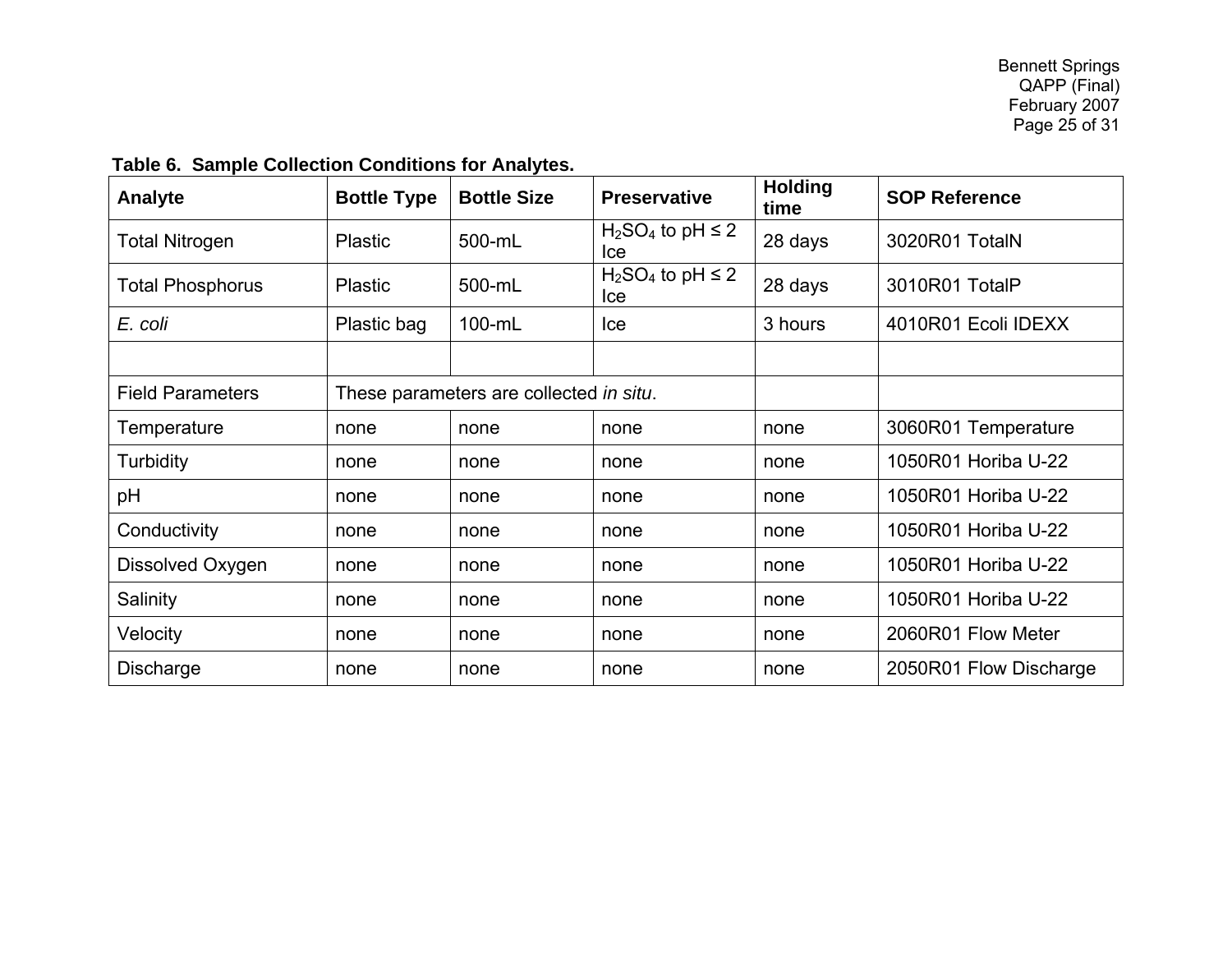**Table 6. Sample Collection Conditions for Analytes.**

| Analyte | Bottle Type | Bottle Size | Preservative | Holding time | SOP Reference |
|---|---|---|---|---|---|
| Total Nitrogen | Plastic | 500-mL | $H_2SO_4$ to pH ≤ 2 Ice | 28 days | 3020R01 TotalN |
| Total Phosphorus | Plastic | 500-mL | $H_2SO_4$ to pH ≤ 2 Ice | 28 days | 3010R01 TotalP |
| *E. coli* | Plastic bag | 100-mL | Ice | 3 hours | 4010R01 Ecoli IDEXX |
| | | | | | |
| Field Parameters | These parameters are collected *in situ*. | | | | |
| Temperature | none | none | none | none | 3060R01 Temperature |
| Turbidity | none | none | none | none | 1050R01 Horiba U-22 |
| pH | none | none | none | none | 1050R01 Horiba U-22 |
| Conductivity | none | none | none | none | 1050R01 Horiba U-22 |
| Dissolved Oxygen | none | none | none | none | 1050R01 Horiba U-22 |
| Salinity | none | none | none | none | 1050R01 Horiba U-22 |
| Velocity | none | none | none | none | 2060R01 Flow Meter |
| Discharge | none | none | none | none | 2050R01 Flow Discharge |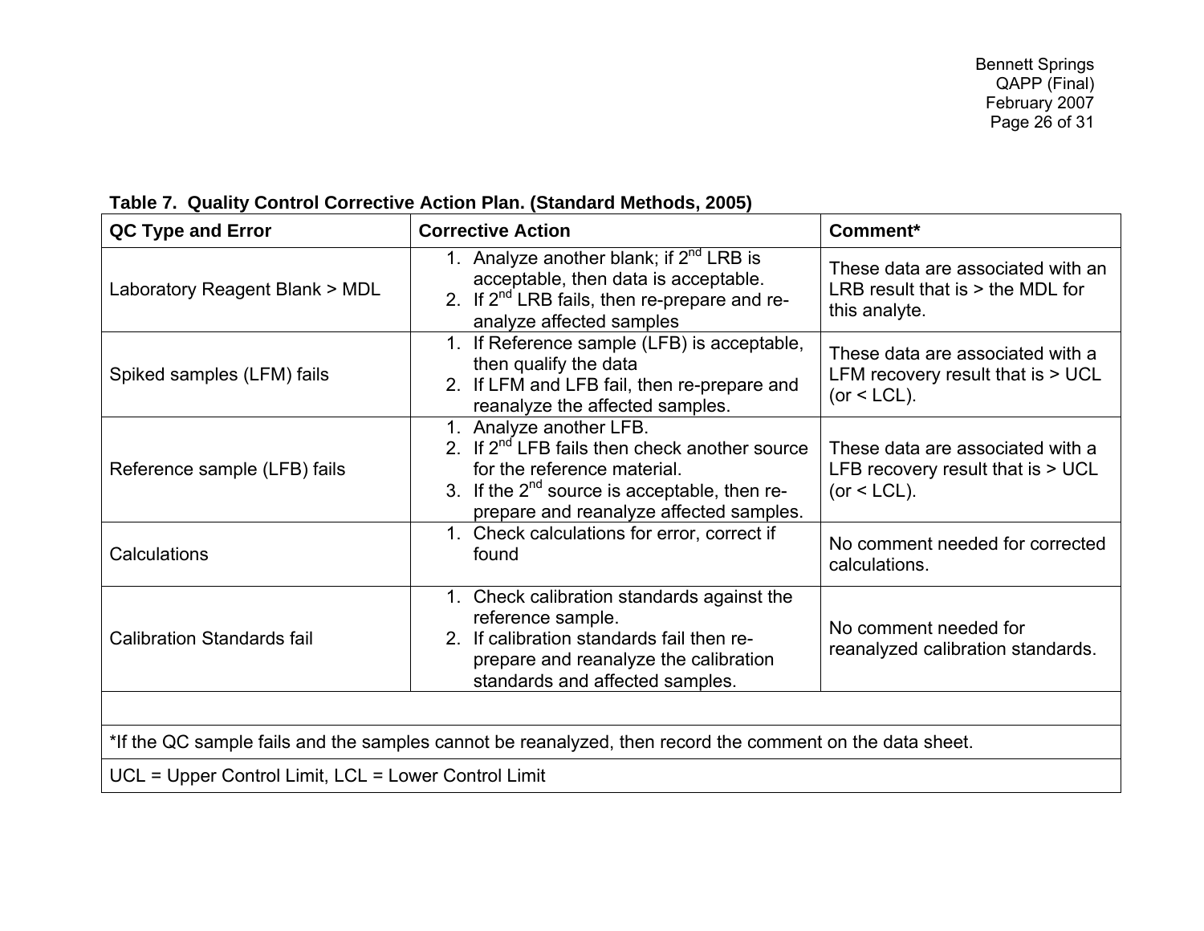**Table 7. Quality Control Corrective Action Plan. (Standard Methods, 2005)**

| QC Type and Error | Corrective Action | Comment* |
|---|---|---|
| Laboratory Reagent Blank > MDL | 1. Analyze another blank; if 2nd LRB is acceptable, then data is acceptable.<br>2. If 2nd LRB fails, then re-prepare and re-analyze affected samples | These data are associated with an LRB result that is > the MDL for this analyte. |
| Spiked samples (LFM) fails | 1. If Reference sample (LFB) is acceptable, then qualify the data<br>2. If LFM and LFB fail, then re-prepare and reanalyze the affected samples. | These data are associated with a LFM recovery result that is > UCL (or < LCL). |
| Reference sample (LFB) fails | 1. Analyze another LFB.<br>2. If 2nd LFB fails then check another source for the reference material.<br>3. If the 2nd source is acceptable, then re-prepare and reanalyze affected samples. | These data are associated with a LFB recovery result that is > UCL (or < LCL). |
| Calculations | 1. Check calculations for error, correct if found | No comment needed for corrected calculations. |
| Calibration Standards fail | 1. Check calibration standards against the reference sample.<br>2. If calibration standards fail then re-prepare and reanalyze the calibration standards and affected samples. | No comment needed for reanalyzed calibration standards. |
| | | |
| *If the QC sample fails and the samples cannot be reanalyzed, then record the comment on the data sheet. | | |
| UCL = Upper Control Limit, LCL = Lower Control Limit | | |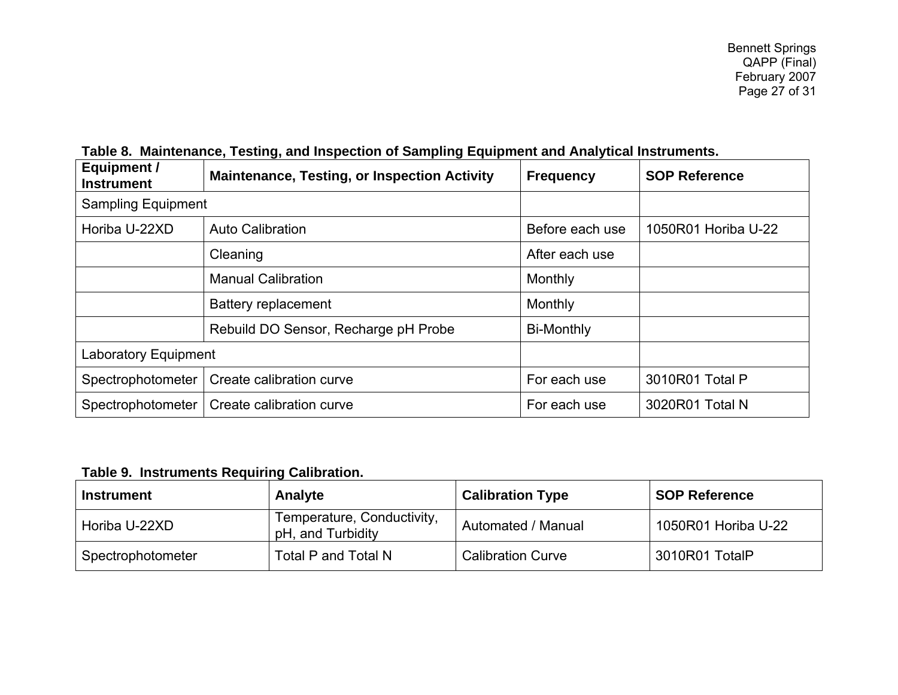**Table 8. Maintenance, Testing, and Inspection of Sampling Equipment and Analytical Instruments.**

| Equipment / Instrument | Maintenance, Testing, or Inspection Activity | Frequency | SOP Reference |
|---|---|---|---|
| Sampling Equipment | | | |
| Horiba U-22XD | Auto Calibration | Before each use | 1050R01 Horiba U-22 |
| | Cleaning | After each use | |
| | Manual Calibration | Monthly | |
| | Battery replacement | Monthly | |
| | Rebuild DO Sensor, Recharge pH Probe | Bi-Monthly | |
| Laboratory Equipment | | | |
| Spectrophotometer | Create calibration curve | For each use | 3010R01 Total P |
| Spectrophotometer | Create calibration curve | For each use | 3020R01 Total N |

**Table 9. Instruments Requiring Calibration.**

| Instrument | Analyte | Calibration Type | SOP Reference |
|---|---|---|---|
| Horiba U-22XD | Temperature, Conductivity, pH, and Turbidity | Automated / Manual | 1050R01 Horiba U-22 |
| Spectrophotometer | Total P and Total N | Calibration Curve | 3010R01 TotalP |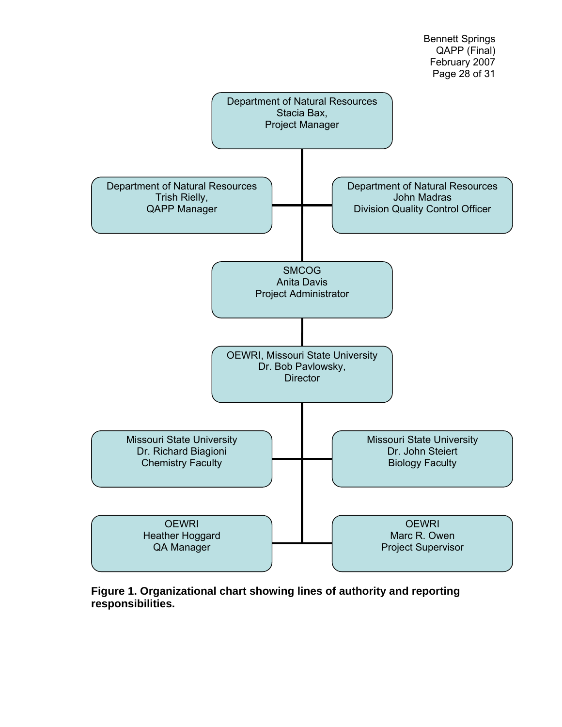Department of Natural Resources
Stacia Bax,
Project Manager

Department of Natural Resources
Trish Rielly,
QAPP Manager

Department of Natural Resources
John Madras
Division Quality Control Officer

SMCOG
Anita Davis
Project Administrator

OEWRI, Missouri State University
Dr. Bob Pavlowsky,
Director

Missouri State University
Dr. Richard Biagioni
Chemistry Faculty

Missouri State University
Dr. John Steiert
Biology Faculty

OEWRI
Heather Hoggard
QA Manager

OEWRI
Marc R. Owen
Project Supervisor

**Figure 1. Organizational chart showing lines of authority and reporting responsibilities.**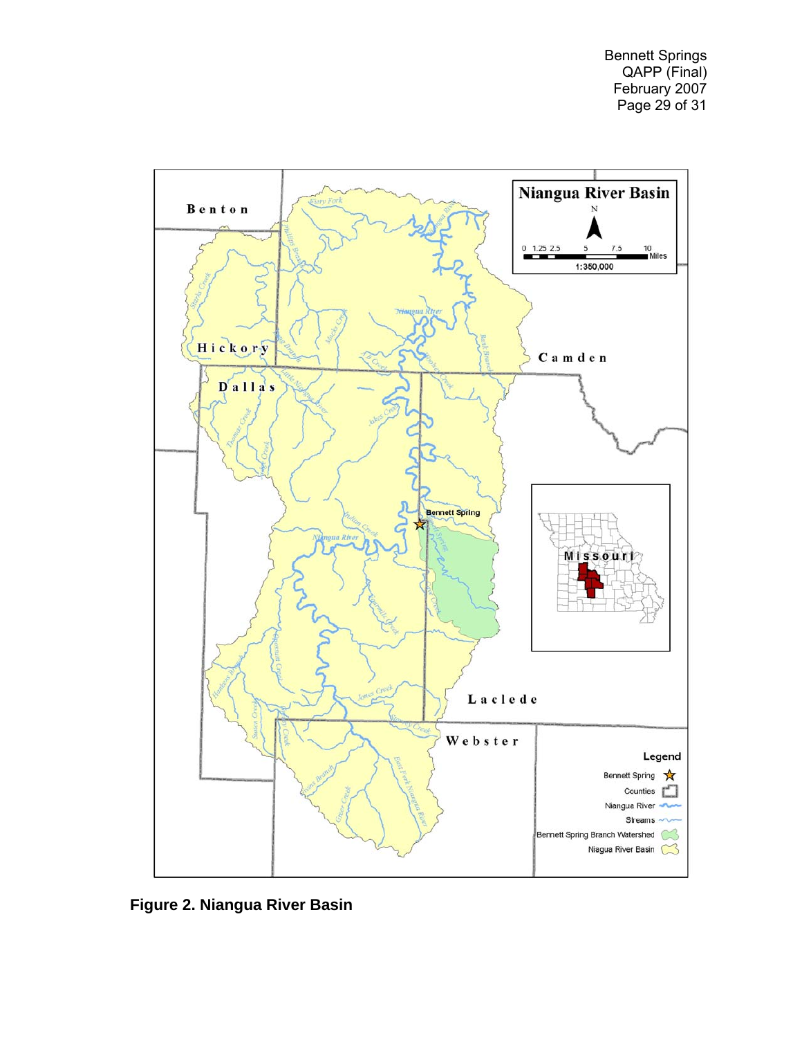**Figure 2. Niangua River Basin**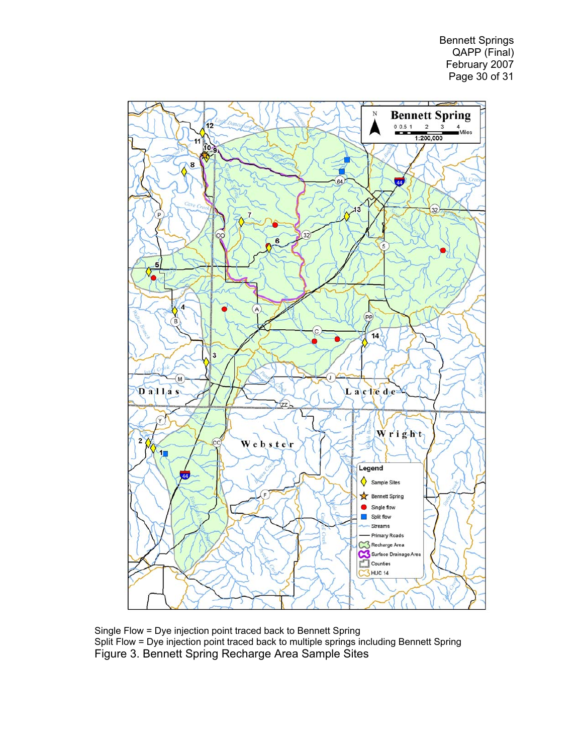Single Flow = Dye injection point traced back to Bennett Spring
Split Flow = Dye injection point traced back to multiple springs including Bennett Spring
Figure 3. Bennett Spring Recharge Area Sample Sites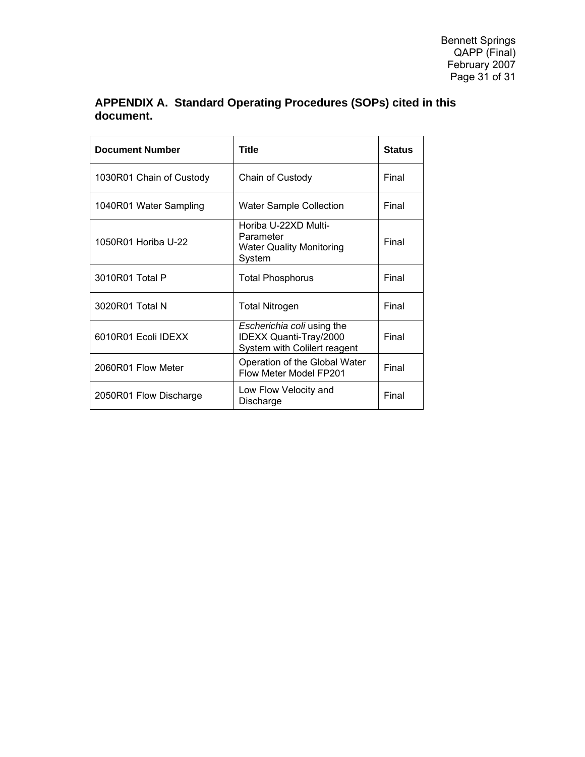## APPENDIX A. Standard Operating Procedures (SOPs) cited in this document.

| Document Number | Title | Status |
|---|---|---|
| 1030R01 Chain of Custody | Chain of Custody | Final |
| 1040R01 Water Sampling | Water Sample Collection | Final |
| 1050R01 Horiba U-22 | Horiba U-22XD Multi-Parameter Water Quality Monitoring System | Final |
| 3010R01 Total P | Total Phosphorus | Final |
| 3020R01 Total N | Total Nitrogen | Final |
| 6010R01 Ecoli IDEXX | *Escherichia coli* using the IDEXX Quanti-Tray/2000 System with Colilert reagent | Final |
| 2060R01 Flow Meter | Operation of the Global Water Flow Meter Model FP201 | Final |
| 2050R01 Flow Discharge | Low Flow Velocity and Discharge | Final |